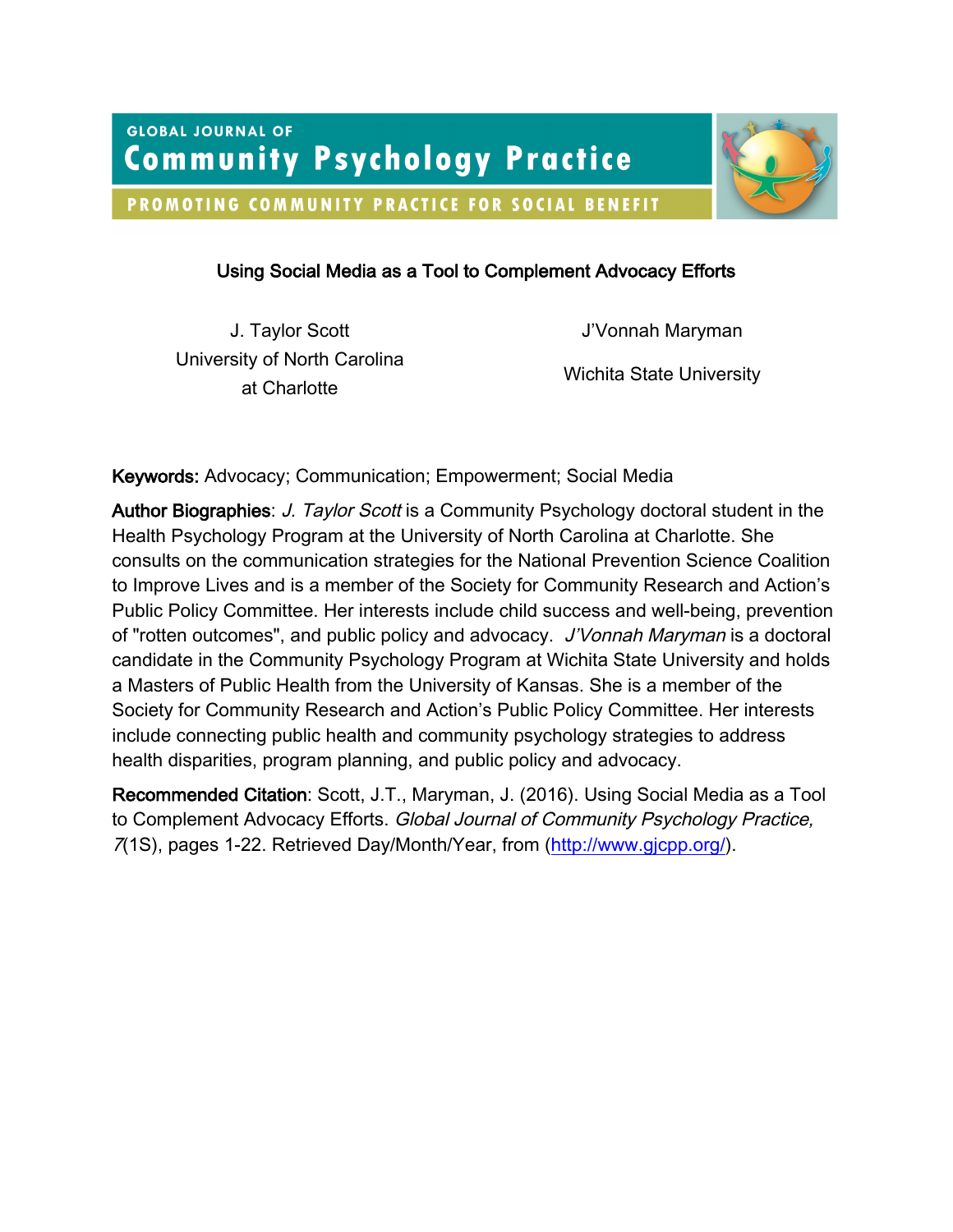GLOBAL JOURNAL OF

# Community Psychology Practice

PROMOTING COMMUNITY PRACTICE FOR SOCIAL BENEFIT

## Using Social Media as a Tool to Complement Advocacy Efforts

J. Taylor Scott
University of North Carolina at Charlotte

J'Vonnah Maryman
Wichita State University

**Keywords:** Advocacy; Communication; Empowerment; Social Media

**Author Biographies**: *J. Taylor Scott* is a Community Psychology doctoral student in the Health Psychology Program at the University of North Carolina at Charlotte. She consults on the communication strategies for the National Prevention Science Coalition to Improve Lives and is a member of the Society for Community Research and Action's Public Policy Committee. Her interests include child success and well-being, prevention of "rotten outcomes", and public policy and advocacy. *J'Vonnah Maryman* is a doctoral candidate in the Community Psychology Program at Wichita State University and holds a Masters of Public Health from the University of Kansas. She is a member of the Society for Community Research and Action's Public Policy Committee. Her interests include connecting public health and community psychology strategies to address health disparities, program planning, and public policy and advocacy.

**Recommended Citation**: Scott, J.T., Maryman, J. (2016). Using Social Media as a Tool to Complement Advocacy Efforts. *Global Journal of Community Psychology Practice, 7*(1S), pages 1-22. Retrieved Day/Month/Year, from (http://www.gjcpp.org/).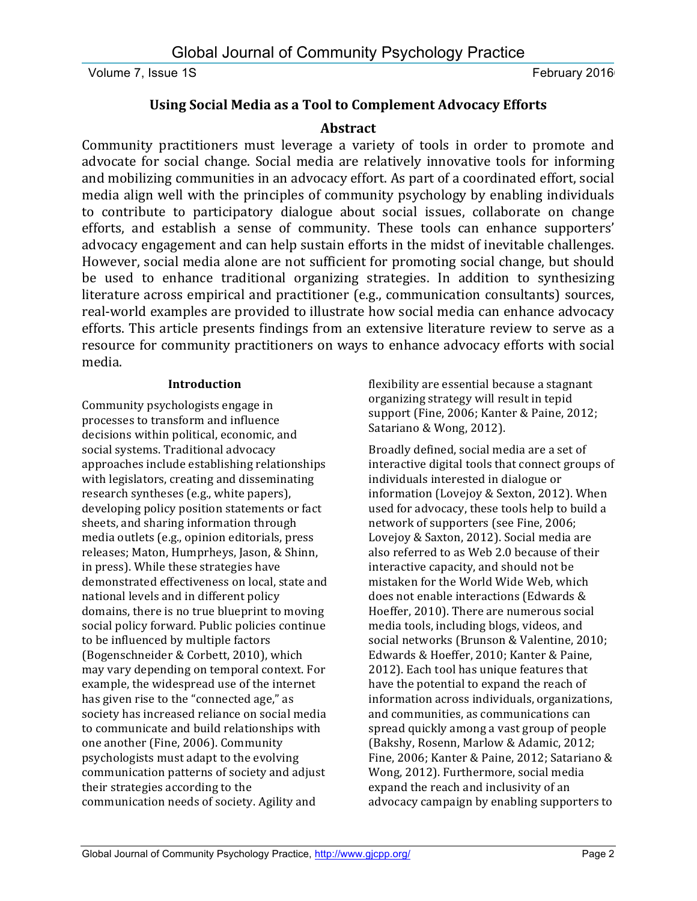## Using Social Media as a Tool to Complement Advocacy Efforts

### Abstract

Community practitioners must leverage a variety of tools in order to promote and advocate for social change. Social media are relatively innovative tools for informing and mobilizing communities in an advocacy effort. As part of a coordinated effort, social media align well with the principles of community psychology by enabling individuals to contribute to participatory dialogue about social issues, collaborate on change efforts, and establish a sense of community. These tools can enhance supporters' advocacy engagement and can help sustain efforts in the midst of inevitable challenges. However, social media alone are not sufficient for promoting social change, but should be used to enhance traditional organizing strategies. In addition to synthesizing literature across empirical and practitioner (e.g., communication consultants) sources, real-world examples are provided to illustrate how social media can enhance advocacy efforts. This article presents findings from an extensive literature review to serve as a resource for community practitioners on ways to enhance advocacy efforts with social media.

### Introduction

Community psychologists engage in processes to transform and influence decisions within political, economic, and social systems. Traditional advocacy approaches include establishing relationships with legislators, creating and disseminating research syntheses (e.g., white papers), developing policy position statements or fact sheets, and sharing information through media outlets (e.g., opinion editorials, press releases; Maton, Humprheys, Jason, & Shinn, in press). While these strategies have demonstrated effectiveness on local, state and national levels and in different policy domains, there is no true blueprint to moving social policy forward. Public policies continue to be influenced by multiple factors (Bogenschneider & Corbett, 2010), which may vary depending on temporal context. For example, the widespread use of the internet has given rise to the "connected age," as society has increased reliance on social media to communicate and build relationships with one another (Fine, 2006). Community psychologists must adapt to the evolving communication patterns of society and adjust their strategies according to the communication needs of society. Agility and flexibility are essential because a stagnant organizing strategy will result in tepid support (Fine, 2006; Kanter & Paine, 2012; Satariano & Wong, 2012).

Broadly defined, social media are a set of interactive digital tools that connect groups of individuals interested in dialogue or information (Lovejoy & Sexton, 2012). When used for advocacy, these tools help to build a network of supporters (see Fine, 2006; Lovejoy & Saxton, 2012). Social media are also referred to as Web 2.0 because of their interactive capacity, and should not be mistaken for the World Wide Web, which does not enable interactions (Edwards & Hoeffer, 2010). There are numerous social media tools, including blogs, videos, and social networks (Brunson & Valentine, 2010; Edwards & Hoeffer, 2010; Kanter & Paine, 2012). Each tool has unique features that have the potential to expand the reach of information across individuals, organizations, and communities, as communications can spread quickly among a vast group of people (Bakshy, Rosenn, Marlow & Adamic, 2012; Fine, 2006; Kanter & Paine, 2012; Satariano & Wong, 2012). Furthermore, social media expand the reach and inclusivity of an advocacy campaign by enabling supporters to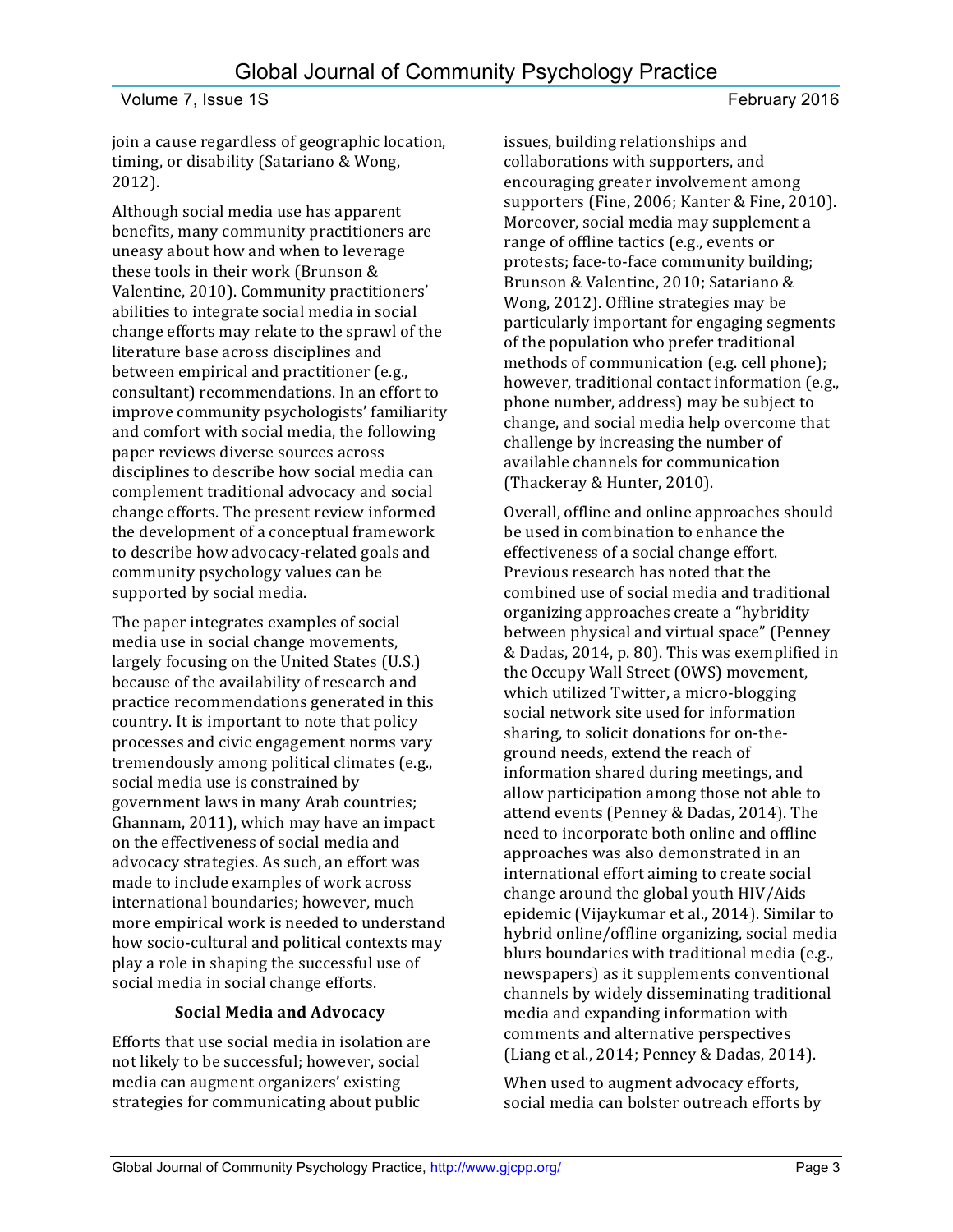join a cause regardless of geographic location, timing, or disability (Satariano & Wong, 2012).

Although social media use has apparent benefits, many community practitioners are uneasy about how and when to leverage these tools in their work (Brunson & Valentine, 2010). Community practitioners' abilities to integrate social media in social change efforts may relate to the sprawl of the literature base across disciplines and between empirical and practitioner (e.g., consultant) recommendations. In an effort to improve community psychologists' familiarity and comfort with social media, the following paper reviews diverse sources across disciplines to describe how social media can complement traditional advocacy and social change efforts. The present review informed the development of a conceptual framework to describe how advocacy-related goals and community psychology values can be supported by social media.

The paper integrates examples of social media use in social change movements, largely focusing on the United States (U.S.) because of the availability of research and practice recommendations generated in this country. It is important to note that policy processes and civic engagement norms vary tremendously among political climates (e.g., social media use is constrained by government laws in many Arab countries; Ghannam, 2011), which may have an impact on the effectiveness of social media and advocacy strategies. As such, an effort was made to include examples of work across international boundaries; however, much more empirical work is needed to understand how socio-cultural and political contexts may play a role in shaping the successful use of social media in social change efforts.

## Social Media and Advocacy

Efforts that use social media in isolation are not likely to be successful; however, social media can augment organizers' existing strategies for communicating about public issues, building relationships and collaborations with supporters, and encouraging greater involvement among supporters (Fine, 2006; Kanter & Fine, 2010). Moreover, social media may supplement a range of offline tactics (e.g., events or protests; face-to-face community building; Brunson & Valentine, 2010; Satariano & Wong, 2012). Offline strategies may be particularly important for engaging segments of the population who prefer traditional methods of communication (e.g. cell phone); however, traditional contact information (e.g., phone number, address) may be subject to change, and social media help overcome that challenge by increasing the number of available channels for communication (Thackeray & Hunter, 2010).

Overall, offline and online approaches should be used in combination to enhance the effectiveness of a social change effort. Previous research has noted that the combined use of social media and traditional organizing approaches create a "hybridity between physical and virtual space" (Penney & Dadas, 2014, p. 80). This was exemplified in the Occupy Wall Street (OWS) movement, which utilized Twitter, a micro-blogging social network site used for information sharing, to solicit donations for on-the-ground needs, extend the reach of information shared during meetings, and allow participation among those not able to attend events (Penney & Dadas, 2014). The need to incorporate both online and offline approaches was also demonstrated in an international effort aiming to create social change around the global youth HIV/Aids epidemic (Vijaykumar et al., 2014). Similar to hybrid online/offline organizing, social media blurs boundaries with traditional media (e.g., newspapers) as it supplements conventional channels by widely disseminating traditional media and expanding information with comments and alternative perspectives (Liang et al., 2014; Penney & Dadas, 2014).

When used to augment advocacy efforts, social media can bolster outreach efforts by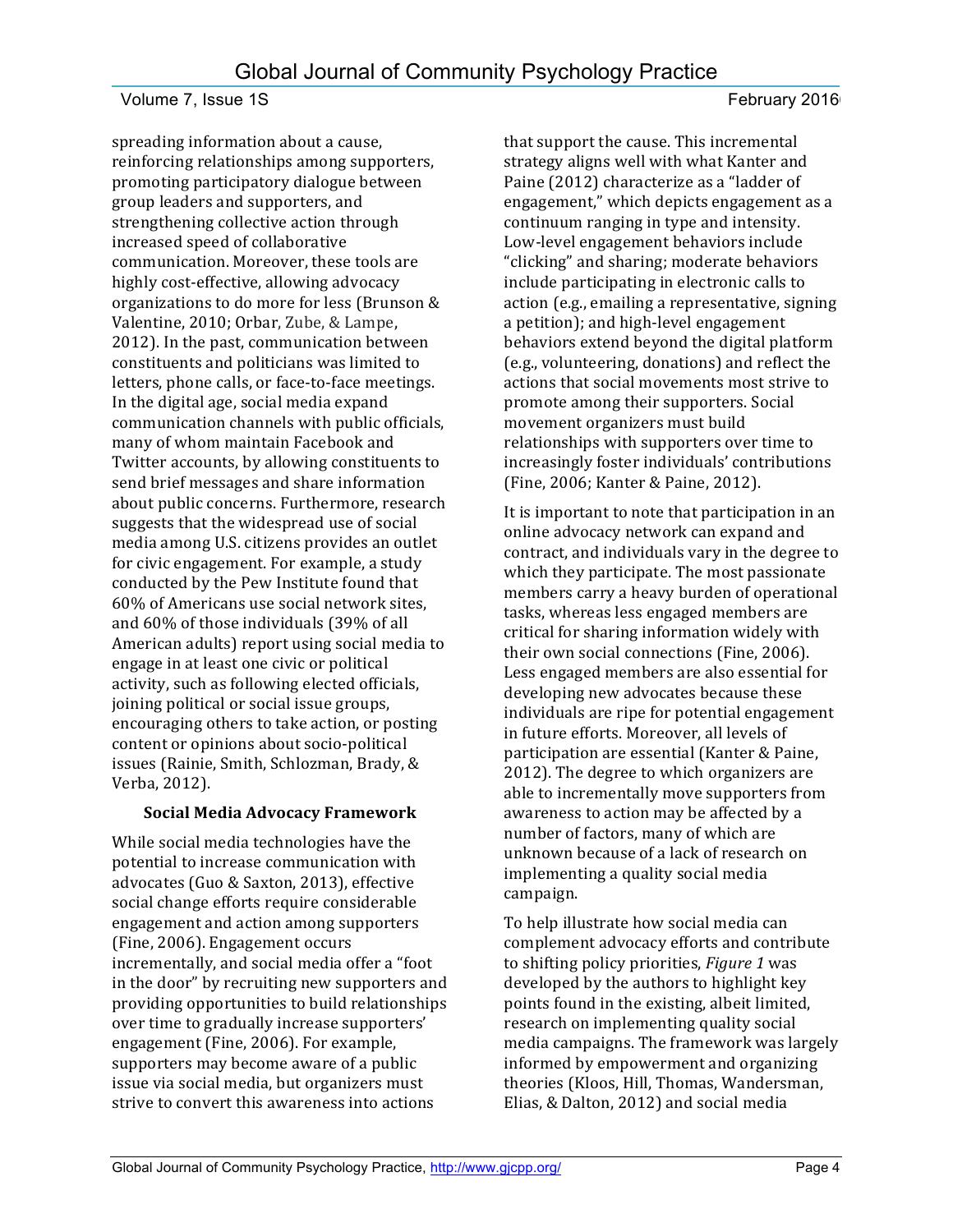spreading information about a cause, reinforcing relationships among supporters, promoting participatory dialogue between group leaders and supporters, and strengthening collective action through increased speed of collaborative communication. Moreover, these tools are highly cost-effective, allowing advocacy organizations to do more for less (Brunson & Valentine, 2010; Orbar, Zube, & Lampe, 2012). In the past, communication between constituents and politicians was limited to letters, phone calls, or face-to-face meetings. In the digital age, social media expand communication channels with public officials, many of whom maintain Facebook and Twitter accounts, by allowing constituents to send brief messages and share information about public concerns. Furthermore, research suggests that the widespread use of social media among U.S. citizens provides an outlet for civic engagement. For example, a study conducted by the Pew Institute found that 60% of Americans use social network sites, and 60% of those individuals (39% of all American adults) report using social media to engage in at least one civic or political activity, such as following elected officials, joining political or social issue groups, encouraging others to take action, or posting content or opinions about socio-political issues (Rainie, Smith, Schlozman, Brady, & Verba, 2012).

## Social Media Advocacy Framework

While social media technologies have the potential to increase communication with advocates (Guo & Saxton, 2013), effective social change efforts require considerable engagement and action among supporters (Fine, 2006). Engagement occurs incrementally, and social media offer a "foot in the door" by recruiting new supporters and providing opportunities to build relationships over time to gradually increase supporters' engagement (Fine, 2006). For example, supporters may become aware of a public issue via social media, but organizers must strive to convert this awareness into actions that support the cause. This incremental strategy aligns well with what Kanter and Paine (2012) characterize as a "ladder of engagement," which depicts engagement as a continuum ranging in type and intensity. Low-level engagement behaviors include "clicking" and sharing; moderate behaviors include participating in electronic calls to action (e.g., emailing a representative, signing a petition); and high-level engagement behaviors extend beyond the digital platform (e.g., volunteering, donations) and reflect the actions that social movements most strive to promote among their supporters. Social movement organizers must build relationships with supporters over time to increasingly foster individuals' contributions (Fine, 2006; Kanter & Paine, 2012).

It is important to note that participation in an online advocacy network can expand and contract, and individuals vary in the degree to which they participate. The most passionate members carry a heavy burden of operational tasks, whereas less engaged members are critical for sharing information widely with their own social connections (Fine, 2006). Less engaged members are also essential for developing new advocates because these individuals are ripe for potential engagement in future efforts. Moreover, all levels of participation are essential (Kanter & Paine, 2012). The degree to which organizers are able to incrementally move supporters from awareness to action may be affected by a number of factors, many of which are unknown because of a lack of research on implementing a quality social media campaign.

To help illustrate how social media can complement advocacy efforts and contribute to shifting policy priorities, *Figure 1* was developed by the authors to highlight key points found in the existing, albeit limited, research on implementing quality social media campaigns. The framework was largely informed by empowerment and organizing theories (Kloos, Hill, Thomas, Wandersman, Elias, & Dalton, 2012) and social media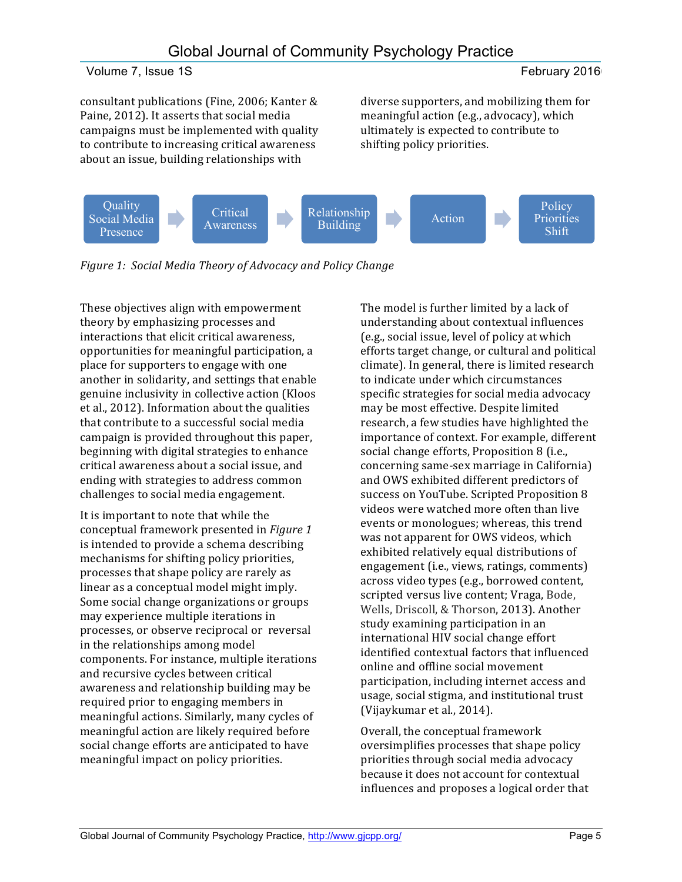consultant publications (Fine, 2006; Kanter & Paine, 2012). It asserts that social media campaigns must be implemented with quality to contribute to increasing critical awareness about an issue, building relationships with diverse supporters, and mobilizing them for meaningful action (e.g., advocacy), which ultimately is expected to contribute to shifting policy priorities.

Quality Social Media Presence → Critical Awareness → Relationship Building → Action → Policy Priorities Shift

*Figure 1: Social Media Theory of Advocacy and Policy Change*

These objectives align with empowerment theory by emphasizing processes and interactions that elicit critical awareness, opportunities for meaningful participation, a place for supporters to engage with one another in solidarity, and settings that enable genuine inclusivity in collective action (Kloos et al., 2012). Information about the qualities that contribute to a successful social media campaign is provided throughout this paper, beginning with digital strategies to enhance critical awareness about a social issue, and ending with strategies to address common challenges to social media engagement.

It is important to note that while the conceptual framework presented in *Figure 1* is intended to provide a schema describing mechanisms for shifting policy priorities, processes that shape policy are rarely as linear as a conceptual model might imply. Some social change organizations or groups may experience multiple iterations in processes, or observe reciprocal or reversal in the relationships among model components. For instance, multiple iterations and recursive cycles between critical awareness and relationship building may be required prior to engaging members in meaningful actions. Similarly, many cycles of meaningful action are likely required before social change efforts are anticipated to have meaningful impact on policy priorities.

The model is further limited by a lack of understanding about contextual influences (e.g., social issue, level of policy at which efforts target change, or cultural and political climate). In general, there is limited research to indicate under which circumstances specific strategies for social media advocacy may be most effective. Despite limited research, a few studies have highlighted the importance of context. For example, different social change efforts, Proposition 8 (i.e., concerning same-sex marriage in California) and OWS exhibited different predictors of success on YouTube. Scripted Proposition 8 videos were watched more often than live events or monologues; whereas, this trend was not apparent for OWS videos, which exhibited relatively equal distributions of engagement (i.e., views, ratings, comments) across video types (e.g., borrowed content, scripted versus live content; Vraga, Bode, Wells, Driscoll, & Thorson, 2013). Another study examining participation in an international HIV social change effort identified contextual factors that influenced online and offline social movement participation, including internet access and usage, social stigma, and institutional trust (Vijaykumar et al., 2014).

Overall, the conceptual framework oversimplifies processes that shape policy priorities through social media advocacy because it does not account for contextual influences and proposes a logical order that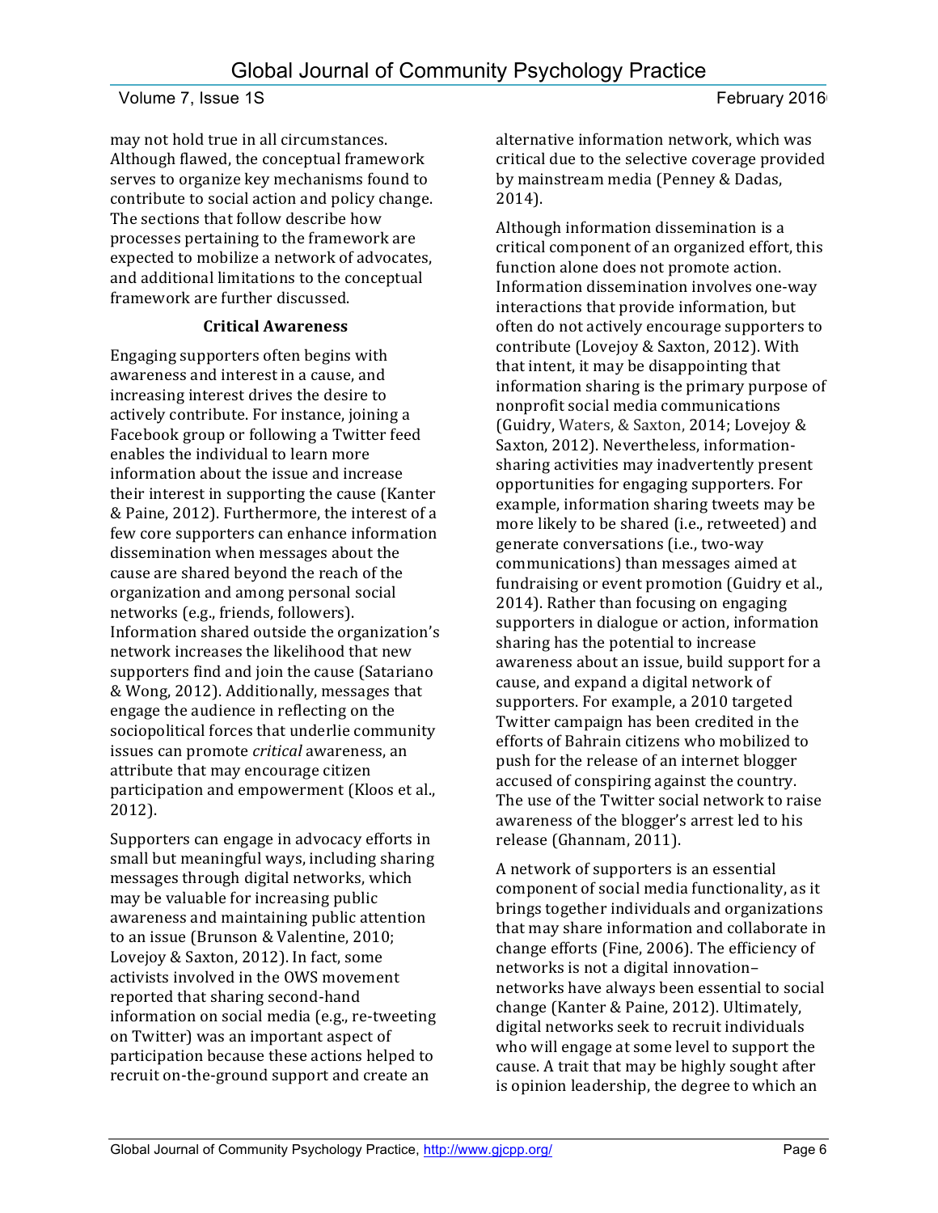may not hold true in all circumstances. Although flawed, the conceptual framework serves to organize key mechanisms found to contribute to social action and policy change. The sections that follow describe how processes pertaining to the framework are expected to mobilize a network of advocates, and additional limitations to the conceptual framework are further discussed.

### Critical Awareness

Engaging supporters often begins with awareness and interest in a cause, and increasing interest drives the desire to actively contribute. For instance, joining a Facebook group or following a Twitter feed enables the individual to learn more information about the issue and increase their interest in supporting the cause (Kanter & Paine, 2012). Furthermore, the interest of a few core supporters can enhance information dissemination when messages about the cause are shared beyond the reach of the organization and among personal social networks (e.g., friends, followers). Information shared outside the organization's network increases the likelihood that new supporters find and join the cause (Satariano & Wong, 2012). Additionally, messages that engage the audience in reflecting on the sociopolitical forces that underlie community issues can promote *critical* awareness, an attribute that may encourage citizen participation and empowerment (Kloos et al., 2012).

Supporters can engage in advocacy efforts in small but meaningful ways, including sharing messages through digital networks, which may be valuable for increasing public awareness and maintaining public attention to an issue (Brunson & Valentine, 2010; Lovejoy & Saxton, 2012). In fact, some activists involved in the OWS movement reported that sharing second-hand information on social media (e.g., re-tweeting on Twitter) was an important aspect of participation because these actions helped to recruit on-the-ground support and create an alternative information network, which was critical due to the selective coverage provided by mainstream media (Penney & Dadas, 2014).

Although information dissemination is a critical component of an organized effort, this function alone does not promote action. Information dissemination involves one-way interactions that provide information, but often do not actively encourage supporters to contribute (Lovejoy & Saxton, 2012). With that intent, it may be disappointing that information sharing is the primary purpose of nonprofit social media communications (Guidry, Waters, & Saxton, 2014; Lovejoy & Saxton, 2012). Nevertheless, information-sharing activities may inadvertently present opportunities for engaging supporters. For example, information sharing tweets may be more likely to be shared (i.e., retweeted) and generate conversations (i.e., two-way communications) than messages aimed at fundraising or event promotion (Guidry et al., 2014). Rather than focusing on engaging supporters in dialogue or action, information sharing has the potential to increase awareness about an issue, build support for a cause, and expand a digital network of supporters. For example, a 2010 targeted Twitter campaign has been credited in the efforts of Bahrain citizens who mobilized to push for the release of an internet blogger accused of conspiring against the country. The use of the Twitter social network to raise awareness of the blogger's arrest led to his release (Ghannam, 2011).

A network of supporters is an essential component of social media functionality, as it brings together individuals and organizations that may share information and collaborate in change efforts (Fine, 2006). The efficiency of networks is not a digital innovation– networks have always been essential to social change (Kanter & Paine, 2012). Ultimately, digital networks seek to recruit individuals who will engage at some level to support the cause. A trait that may be highly sought after is opinion leadership, the degree to which an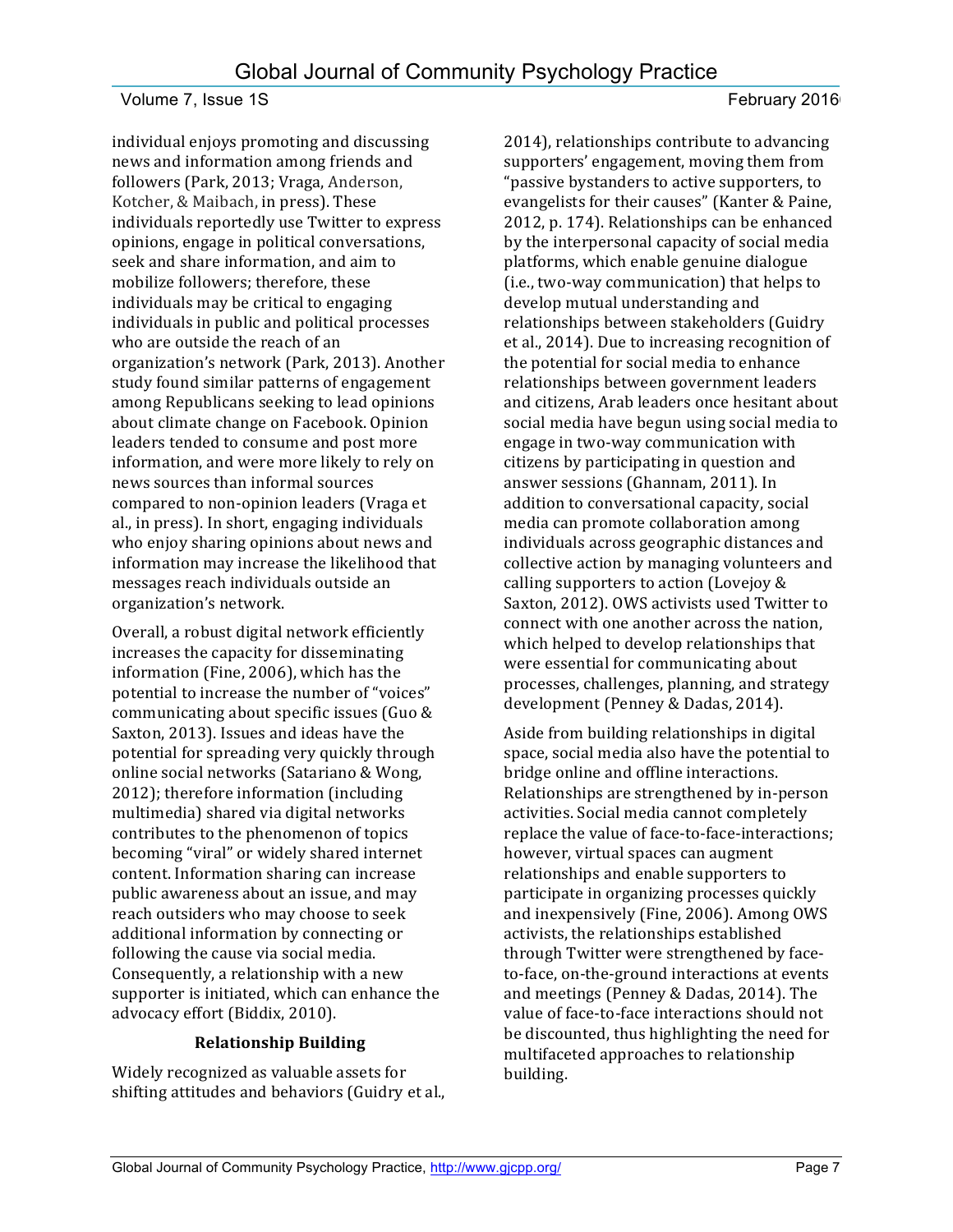individual enjoys promoting and discussing news and information among friends and followers (Park, 2013; Vraga, Anderson, Kotcher, & Maibach, in press). These individuals reportedly use Twitter to express opinions, engage in political conversations, seek and share information, and aim to mobilize followers; therefore, these individuals may be critical to engaging individuals in public and political processes who are outside the reach of an organization's network (Park, 2013). Another study found similar patterns of engagement among Republicans seeking to lead opinions about climate change on Facebook. Opinion leaders tended to consume and post more information, and were more likely to rely on news sources than informal sources compared to non-opinion leaders (Vraga et al., in press). In short, engaging individuals who enjoy sharing opinions about news and information may increase the likelihood that messages reach individuals outside an organization's network.

Overall, a robust digital network efficiently increases the capacity for disseminating information (Fine, 2006), which has the potential to increase the number of "voices" communicating about specific issues (Guo & Saxton, 2013). Issues and ideas have the potential for spreading very quickly through online social networks (Satariano & Wong, 2012); therefore information (including multimedia) shared via digital networks contributes to the phenomenon of topics becoming "viral" or widely shared internet content. Information sharing can increase public awareness about an issue, and may reach outsiders who may choose to seek additional information by connecting or following the cause via social media. Consequently, a relationship with a new supporter is initiated, which can enhance the advocacy effort (Biddix, 2010).

### Relationship Building

Widely recognized as valuable assets for shifting attitudes and behaviors (Guidry et al., 2014), relationships contribute to advancing supporters' engagement, moving them from "passive bystanders to active supporters, to evangelists for their causes" (Kanter & Paine, 2012, p. 174). Relationships can be enhanced by the interpersonal capacity of social media platforms, which enable genuine dialogue (i.e., two-way communication) that helps to develop mutual understanding and relationships between stakeholders (Guidry et al., 2014). Due to increasing recognition of the potential for social media to enhance relationships between government leaders and citizens, Arab leaders once hesitant about social media have begun using social media to engage in two-way communication with citizens by participating in question and answer sessions (Ghannam, 2011). In addition to conversational capacity, social media can promote collaboration among individuals across geographic distances and collective action by managing volunteers and calling supporters to action (Lovejoy & Saxton, 2012). OWS activists used Twitter to connect with one another across the nation, which helped to develop relationships that were essential for communicating about processes, challenges, planning, and strategy development (Penney & Dadas, 2014).

Aside from building relationships in digital space, social media also have the potential to bridge online and offline interactions. Relationships are strengthened by in-person activities. Social media cannot completely replace the value of face-to-face-interactions; however, virtual spaces can augment relationships and enable supporters to participate in organizing processes quickly and inexpensively (Fine, 2006). Among OWS activists, the relationships established through Twitter were strengthened by face-to-face, on-the-ground interactions at events and meetings (Penney & Dadas, 2014). The value of face-to-face interactions should not be discounted, thus highlighting the need for multifaceted approaches to relationship building.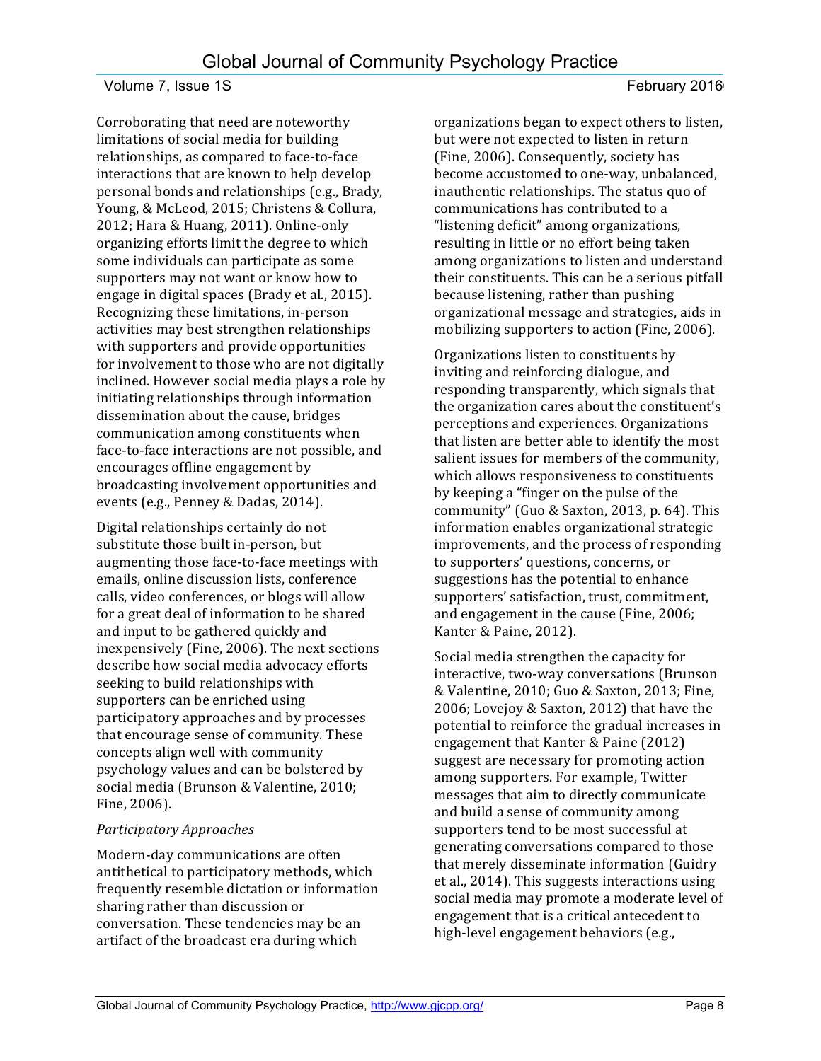Corroborating that need are noteworthy limitations of social media for building relationships, as compared to face-to-face interactions that are known to help develop personal bonds and relationships (e.g., Brady, Young, & McLeod, 2015; Christens & Collura, 2012; Hara & Huang, 2011). Online-only organizing efforts limit the degree to which some individuals can participate as some supporters may not want or know how to engage in digital spaces (Brady et al., 2015). Recognizing these limitations, in-person activities may best strengthen relationships with supporters and provide opportunities for involvement to those who are not digitally inclined. However social media plays a role by initiating relationships through information dissemination about the cause, bridges communication among constituents when face-to-face interactions are not possible, and encourages offline engagement by broadcasting involvement opportunities and events (e.g., Penney & Dadas, 2014).

Digital relationships certainly do not substitute those built in-person, but augmenting those face-to-face meetings with emails, online discussion lists, conference calls, video conferences, or blogs will allow for a great deal of information to be shared and input to be gathered quickly and inexpensively (Fine, 2006). The next sections describe how social media advocacy efforts seeking to build relationships with supporters can be enriched using participatory approaches and by processes that encourage sense of community. These concepts align well with community psychology values and can be bolstered by social media (Brunson & Valentine, 2010; Fine, 2006).

### *Participatory Approaches*

Modern-day communications are often antithetical to participatory methods, which frequently resemble dictation or information sharing rather than discussion or conversation. These tendencies may be an artifact of the broadcast era during which organizations began to expect others to listen, but were not expected to listen in return (Fine, 2006). Consequently, society has become accustomed to one-way, unbalanced, inauthentic relationships. The status quo of communications has contributed to a "listening deficit" among organizations, resulting in little or no effort being taken among organizations to listen and understand their constituents. This can be a serious pitfall because listening, rather than pushing organizational message and strategies, aids in mobilizing supporters to action (Fine, 2006).

Organizations listen to constituents by inviting and reinforcing dialogue, and responding transparently, which signals that the organization cares about the constituent's perceptions and experiences. Organizations that listen are better able to identify the most salient issues for members of the community, which allows responsiveness to constituents by keeping a "finger on the pulse of the community" (Guo & Saxton, 2013, p. 64). This information enables organizational strategic improvements, and the process of responding to supporters' questions, concerns, or suggestions has the potential to enhance supporters' satisfaction, trust, commitment, and engagement in the cause (Fine, 2006; Kanter & Paine, 2012).

Social media strengthen the capacity for interactive, two-way conversations (Brunson & Valentine, 2010; Guo & Saxton, 2013; Fine, 2006; Lovejoy & Saxton, 2012) that have the potential to reinforce the gradual increases in engagement that Kanter & Paine (2012) suggest are necessary for promoting action among supporters. For example, Twitter messages that aim to directly communicate and build a sense of community among supporters tend to be most successful at generating conversations compared to those that merely disseminate information (Guidry et al., 2014). This suggests interactions using social media may promote a moderate level of engagement that is a critical antecedent to high-level engagement behaviors (e.g.,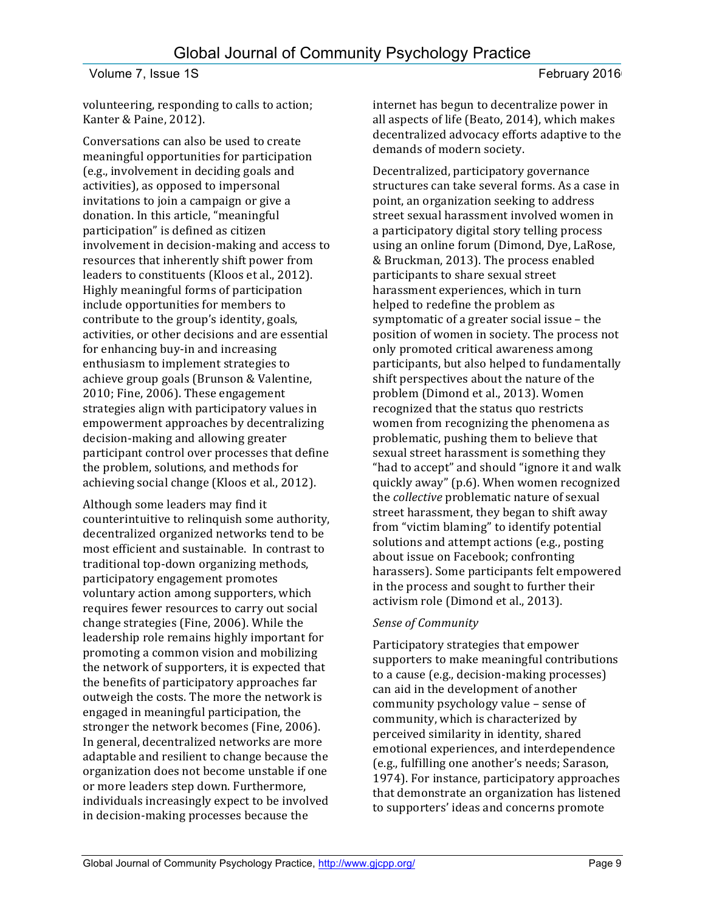volunteering, responding to calls to action; Kanter & Paine, 2012).

Conversations can also be used to create meaningful opportunities for participation (e.g., involvement in deciding goals and activities), as opposed to impersonal invitations to join a campaign or give a donation. In this article, "meaningful participation" is defined as citizen involvement in decision-making and access to resources that inherently shift power from leaders to constituents (Kloos et al., 2012). Highly meaningful forms of participation include opportunities for members to contribute to the group's identity, goals, activities, or other decisions and are essential for enhancing buy-in and increasing enthusiasm to implement strategies to achieve group goals (Brunson & Valentine, 2010; Fine, 2006). These engagement strategies align with participatory values in empowerment approaches by decentralizing decision-making and allowing greater participant control over processes that define the problem, solutions, and methods for achieving social change (Kloos et al., 2012).

Although some leaders may find it counterintuitive to relinquish some authority, decentralized organized networks tend to be most efficient and sustainable. In contrast to traditional top-down organizing methods, participatory engagement promotes voluntary action among supporters, which requires fewer resources to carry out social change strategies (Fine, 2006). While the leadership role remains highly important for promoting a common vision and mobilizing the network of supporters, it is expected that the benefits of participatory approaches far outweigh the costs. The more the network is engaged in meaningful participation, the stronger the network becomes (Fine, 2006). In general, decentralized networks are more adaptable and resilient to change because the organization does not become unstable if one or more leaders step down. Furthermore, individuals increasingly expect to be involved in decision-making processes because the internet has begun to decentralize power in all aspects of life (Beato, 2014), which makes decentralized advocacy efforts adaptive to the demands of modern society.

Decentralized, participatory governance structures can take several forms. As a case in point, an organization seeking to address street sexual harassment involved women in a participatory digital story telling process using an online forum (Dimond, Dye, LaRose, & Bruckman, 2013). The process enabled participants to share sexual street harassment experiences, which in turn helped to redefine the problem as symptomatic of a greater social issue – the position of women in society. The process not only promoted critical awareness among participants, but also helped to fundamentally shift perspectives about the nature of the problem (Dimond et al., 2013). Women recognized that the status quo restricts women from recognizing the phenomena as problematic, pushing them to believe that sexual street harassment is something they "had to accept" and should "ignore it and walk quickly away" (p.6). When women recognized the *collective* problematic nature of sexual street harassment, they began to shift away from "victim blaming" to identify potential solutions and attempt actions (e.g., posting about issue on Facebook; confronting harassers). Some participants felt empowered in the process and sought to further their activism role (Dimond et al., 2013).

*Sense of Community*

Participatory strategies that empower supporters to make meaningful contributions to a cause (e.g., decision-making processes) can aid in the development of another community psychology value – sense of community, which is characterized by perceived similarity in identity, shared emotional experiences, and interdependence (e.g., fulfilling one another's needs; Sarason, 1974). For instance, participatory approaches that demonstrate an organization has listened to supporters' ideas and concerns promote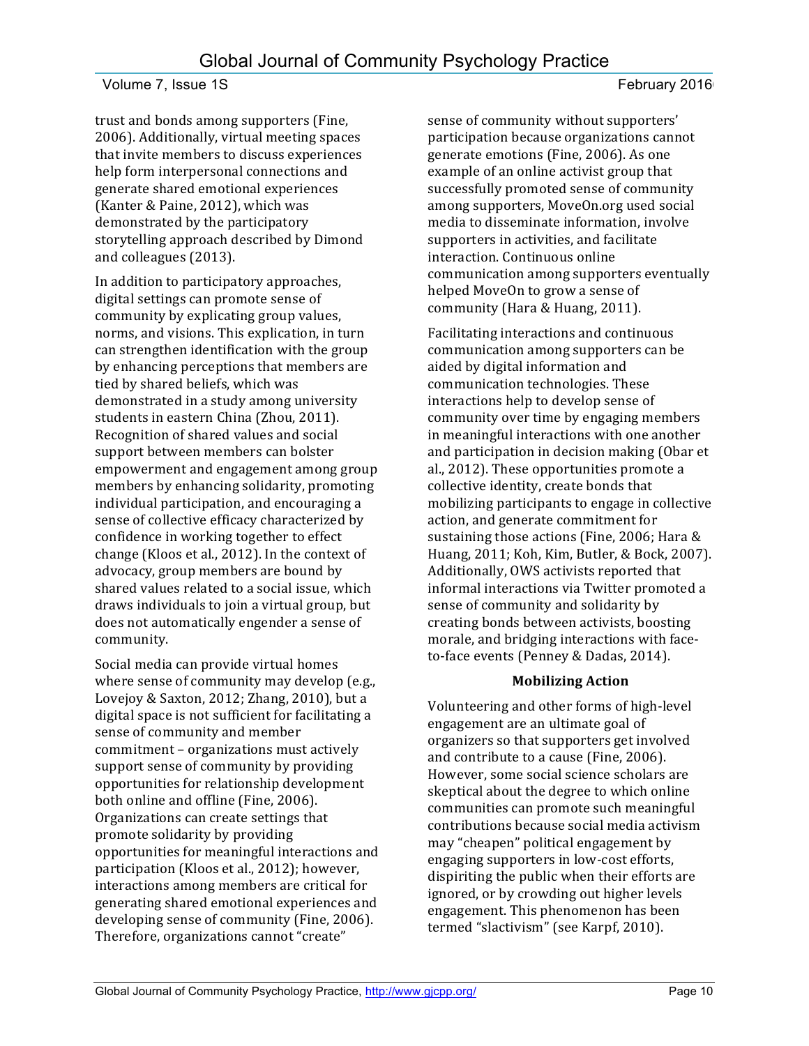trust and bonds among supporters (Fine, 2006). Additionally, virtual meeting spaces that invite members to discuss experiences help form interpersonal connections and generate shared emotional experiences (Kanter & Paine, 2012), which was demonstrated by the participatory storytelling approach described by Dimond and colleagues (2013).

In addition to participatory approaches, digital settings can promote sense of community by explicating group values, norms, and visions. This explication, in turn can strengthen identification with the group by enhancing perceptions that members are tied by shared beliefs, which was demonstrated in a study among university students in eastern China (Zhou, 2011). Recognition of shared values and social support between members can bolster empowerment and engagement among group members by enhancing solidarity, promoting individual participation, and encouraging a sense of collective efficacy characterized by confidence in working together to effect change (Kloos et al., 2012). In the context of advocacy, group members are bound by shared values related to a social issue, which draws individuals to join a virtual group, but does not automatically engender a sense of community.

Social media can provide virtual homes where sense of community may develop (e.g., Lovejoy & Saxton, 2012; Zhang, 2010), but a digital space is not sufficient for facilitating a sense of community and member commitment – organizations must actively support sense of community by providing opportunities for relationship development both online and offline (Fine, 2006). Organizations can create settings that promote solidarity by providing opportunities for meaningful interactions and participation (Kloos et al., 2012); however, interactions among members are critical for generating shared emotional experiences and developing sense of community (Fine, 2006). Therefore, organizations cannot "create" sense of community without supporters' participation because organizations cannot generate emotions (Fine, 2006). As one example of an online activist group that successfully promoted sense of community among supporters, MoveOn.org used social media to disseminate information, involve supporters in activities, and facilitate interaction. Continuous online communication among supporters eventually helped MoveOn to grow a sense of community (Hara & Huang, 2011).

Facilitating interactions and continuous communication among supporters can be aided by digital information and communication technologies. These interactions help to develop sense of community over time by engaging members in meaningful interactions with one another and participation in decision making (Obar et al., 2012). These opportunities promote a collective identity, create bonds that mobilizing participants to engage in collective action, and generate commitment for sustaining those actions (Fine, 2006; Hara & Huang, 2011; Koh, Kim, Butler, & Bock, 2007). Additionally, OWS activists reported that informal interactions via Twitter promoted a sense of community and solidarity by creating bonds between activists, boosting morale, and bridging interactions with face-to-face events (Penney & Dadas, 2014).

### Mobilizing Action

Volunteering and other forms of high-level engagement are an ultimate goal of organizers so that supporters get involved and contribute to a cause (Fine, 2006). However, some social science scholars are skeptical about the degree to which online communities can promote such meaningful contributions because social media activism may "cheapen" political engagement by engaging supporters in low-cost efforts, dispiriting the public when their efforts are ignored, or by crowding out higher levels engagement. This phenomenon has been termed "slactivism" (see Karpf, 2010).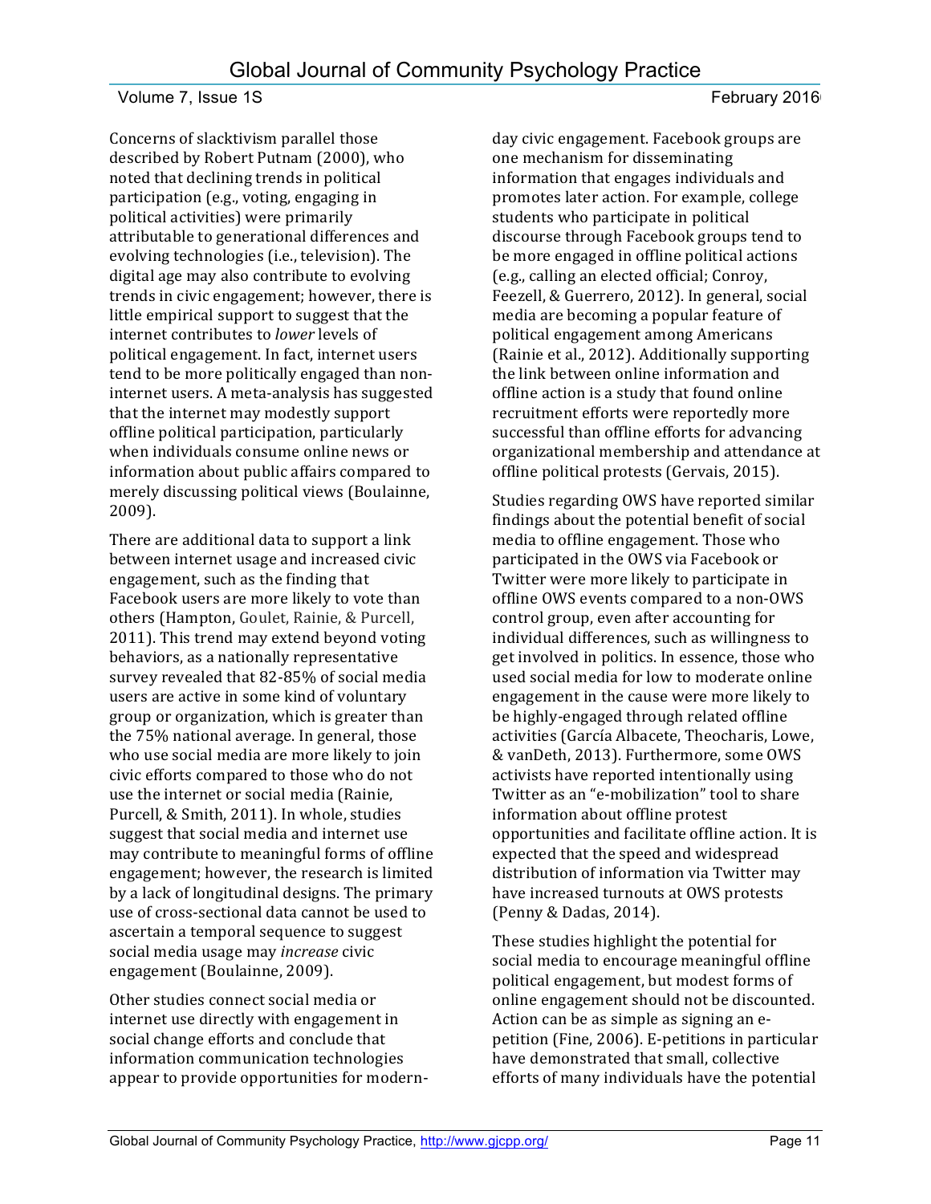Concerns of slacktivism parallel those described by Robert Putnam (2000), who noted that declining trends in political participation (e.g., voting, engaging in political activities) were primarily attributable to generational differences and evolving technologies (i.e., television). The digital age may also contribute to evolving trends in civic engagement; however, there is little empirical support to suggest that the internet contributes to *lower* levels of political engagement. In fact, internet users tend to be more politically engaged than non-internet users. A meta-analysis has suggested that the internet may modestly support offline political participation, particularly when individuals consume online news or information about public affairs compared to merely discussing political views (Boulainne, 2009).

There are additional data to support a link between internet usage and increased civic engagement, such as the finding that Facebook users are more likely to vote than others (Hampton, Goulet, Rainie, & Purcell, 2011). This trend may extend beyond voting behaviors, as a nationally representative survey revealed that 82-85% of social media users are active in some kind of voluntary group or organization, which is greater than the 75% national average. In general, those who use social media are more likely to join civic efforts compared to those who do not use the internet or social media (Rainie, Purcell, & Smith, 2011). In whole, studies suggest that social media and internet use may contribute to meaningful forms of offline engagement; however, the research is limited by a lack of longitudinal designs. The primary use of cross-sectional data cannot be used to ascertain a temporal sequence to suggest social media usage may *increase* civic engagement (Boulainne, 2009).

Other studies connect social media or internet use directly with engagement in social change efforts and conclude that information communication technologies appear to provide opportunities for modern-day civic engagement. Facebook groups are one mechanism for disseminating information that engages individuals and promotes later action. For example, college students who participate in political discourse through Facebook groups tend to be more engaged in offline political actions (e.g., calling an elected official; Conroy, Feezell, & Guerrero, 2012). In general, social media are becoming a popular feature of political engagement among Americans (Rainie et al., 2012). Additionally supporting the link between online information and offline action is a study that found online recruitment efforts were reportedly more successful than offline efforts for advancing organizational membership and attendance at offline political protests (Gervais, 2015).

Studies regarding OWS have reported similar findings about the potential benefit of social media to offline engagement. Those who participated in the OWS via Facebook or Twitter were more likely to participate in offline OWS events compared to a non-OWS control group, even after accounting for individual differences, such as willingness to get involved in politics. In essence, those who used social media for low to moderate online engagement in the cause were more likely to be highly-engaged through related offline activities (García Albacete, Theocharis, Lowe, & vanDeth, 2013). Furthermore, some OWS activists have reported intentionally using Twitter as an "e-mobilization" tool to share information about offline protest opportunities and facilitate offline action. It is expected that the speed and widespread distribution of information via Twitter may have increased turnouts at OWS protests (Penny & Dadas, 2014).

These studies highlight the potential for social media to encourage meaningful offline political engagement, but modest forms of online engagement should not be discounted. Action can be as simple as signing an e-petition (Fine, 2006). E-petitions in particular have demonstrated that small, collective efforts of many individuals have the potential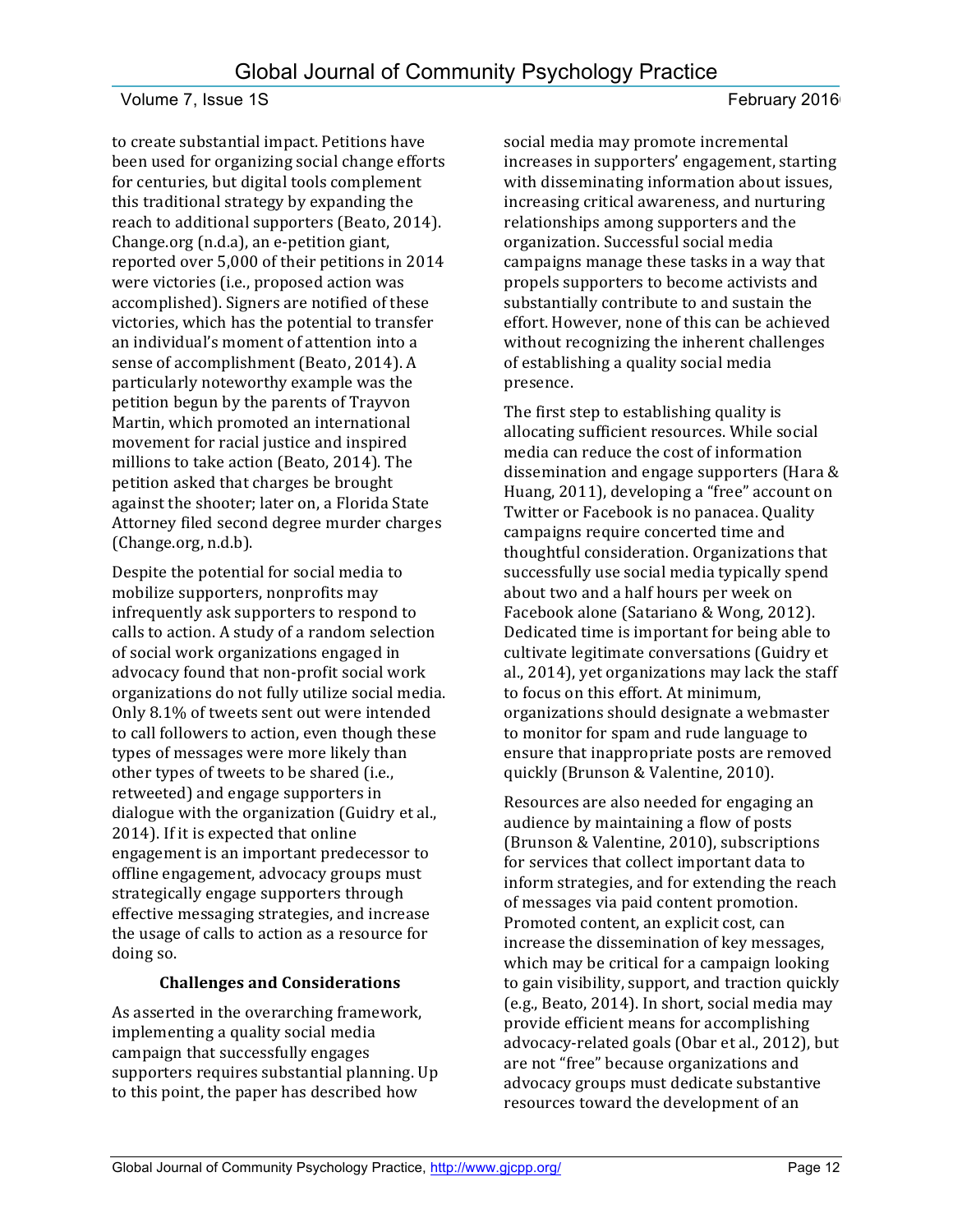to create substantial impact. Petitions have been used for organizing social change efforts for centuries, but digital tools complement this traditional strategy by expanding the reach to additional supporters (Beato, 2014). Change.org (n.d.a), an e-petition giant, reported over 5,000 of their petitions in 2014 were victories (i.e., proposed action was accomplished). Signers are notified of these victories, which has the potential to transfer an individual's moment of attention into a sense of accomplishment (Beato, 2014). A particularly noteworthy example was the petition begun by the parents of Trayvon Martin, which promoted an international movement for racial justice and inspired millions to take action (Beato, 2014). The petition asked that charges be brought against the shooter; later on, a Florida State Attorney filed second degree murder charges (Change.org, n.d.b).

Despite the potential for social media to mobilize supporters, nonprofits may infrequently ask supporters to respond to calls to action. A study of a random selection of social work organizations engaged in advocacy found that non-profit social work organizations do not fully utilize social media. Only 8.1% of tweets sent out were intended to call followers to action, even though these types of messages were more likely than other types of tweets to be shared (i.e., retweeted) and engage supporters in dialogue with the organization (Guidry et al., 2014). If it is expected that online engagement is an important predecessor to offline engagement, advocacy groups must strategically engage supporters through effective messaging strategies, and increase the usage of calls to action as a resource for doing so.

## Challenges and Considerations

As asserted in the overarching framework, implementing a quality social media campaign that successfully engages supporters requires substantial planning. Up to this point, the paper has described how social media may promote incremental increases in supporters' engagement, starting with disseminating information about issues, increasing critical awareness, and nurturing relationships among supporters and the organization. Successful social media campaigns manage these tasks in a way that propels supporters to become activists and substantially contribute to and sustain the effort. However, none of this can be achieved without recognizing the inherent challenges of establishing a quality social media presence.

The first step to establishing quality is allocating sufficient resources. While social media can reduce the cost of information dissemination and engage supporters (Hara & Huang, 2011), developing a "free" account on Twitter or Facebook is no panacea. Quality campaigns require concerted time and thoughtful consideration. Organizations that successfully use social media typically spend about two and a half hours per week on Facebook alone (Satariano & Wong, 2012). Dedicated time is important for being able to cultivate legitimate conversations (Guidry et al., 2014), yet organizations may lack the staff to focus on this effort. At minimum, organizations should designate a webmaster to monitor for spam and rude language to ensure that inappropriate posts are removed quickly (Brunson & Valentine, 2010).

Resources are also needed for engaging an audience by maintaining a flow of posts (Brunson & Valentine, 2010), subscriptions for services that collect important data to inform strategies, and for extending the reach of messages via paid content promotion. Promoted content, an explicit cost, can increase the dissemination of key messages, which may be critical for a campaign looking to gain visibility, support, and traction quickly (e.g., Beato, 2014). In short, social media may provide efficient means for accomplishing advocacy-related goals (Obar et al., 2012), but are not "free" because organizations and advocacy groups must dedicate substantive resources toward the development of an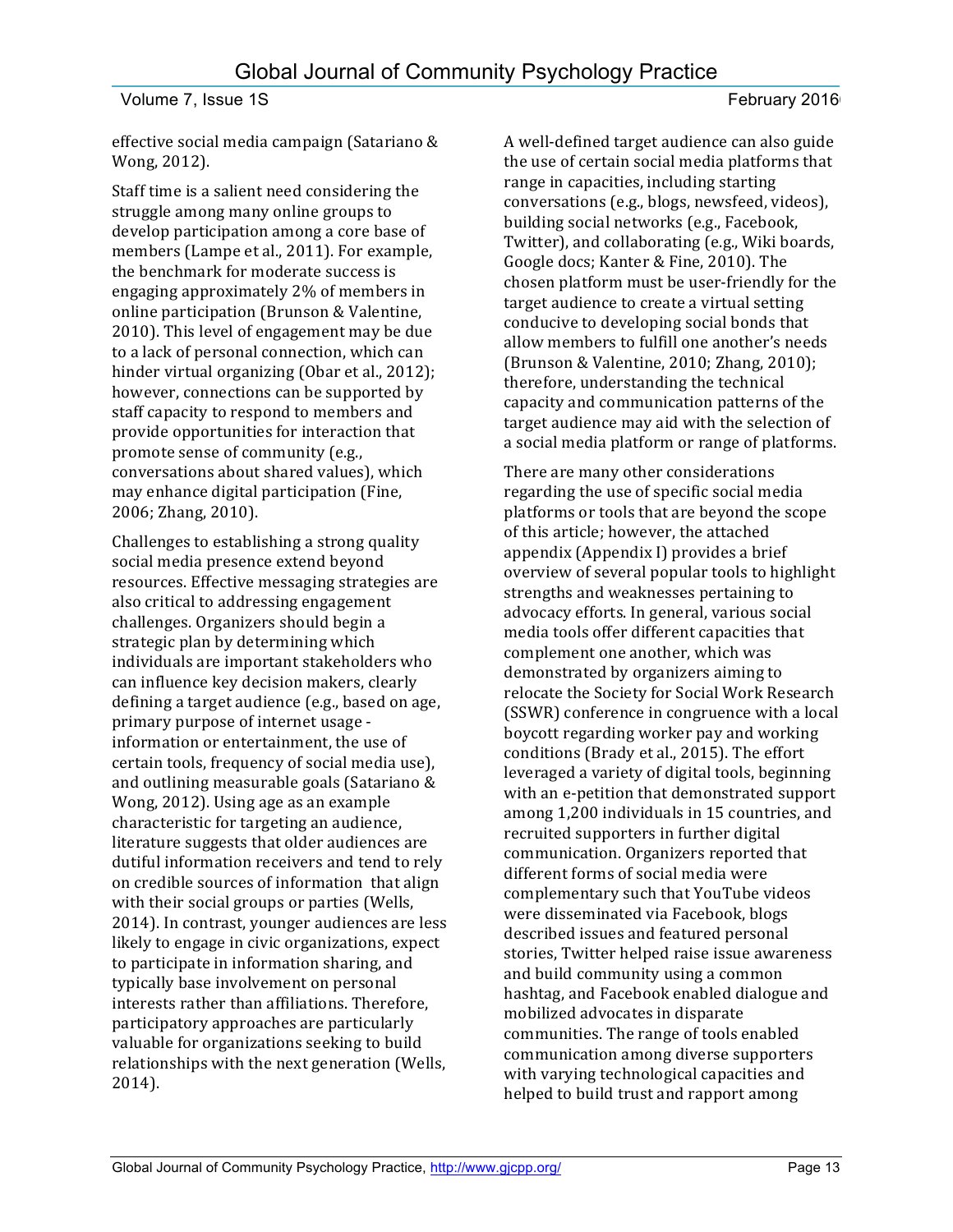effective social media campaign (Satariano & Wong, 2012).

Staff time is a salient need considering the struggle among many online groups to develop participation among a core base of members (Lampe et al., 2011). For example, the benchmark for moderate success is engaging approximately 2% of members in online participation (Brunson & Valentine, 2010). This level of engagement may be due to a lack of personal connection, which can hinder virtual organizing (Obar et al., 2012); however, connections can be supported by staff capacity to respond to members and provide opportunities for interaction that promote sense of community (e.g., conversations about shared values), which may enhance digital participation (Fine, 2006; Zhang, 2010).

Challenges to establishing a strong quality social media presence extend beyond resources. Effective messaging strategies are also critical to addressing engagement challenges. Organizers should begin a strategic plan by determining which individuals are important stakeholders who can influence key decision makers, clearly defining a target audience (e.g., based on age, primary purpose of internet usage - information or entertainment, the use of certain tools, frequency of social media use), and outlining measurable goals (Satariano & Wong, 2012). Using age as an example characteristic for targeting an audience, literature suggests that older audiences are dutiful information receivers and tend to rely on credible sources of information that align with their social groups or parties (Wells, 2014). In contrast, younger audiences are less likely to engage in civic organizations, expect to participate in information sharing, and typically base involvement on personal interests rather than affiliations. Therefore, participatory approaches are particularly valuable for organizations seeking to build relationships with the next generation (Wells, 2014).

A well-defined target audience can also guide the use of certain social media platforms that range in capacities, including starting conversations (e.g., blogs, newsfeed, videos), building social networks (e.g., Facebook, Twitter), and collaborating (e.g., Wiki boards, Google docs; Kanter & Fine, 2010). The chosen platform must be user-friendly for the target audience to create a virtual setting conducive to developing social bonds that allow members to fulfill one another's needs (Brunson & Valentine, 2010; Zhang, 2010); therefore, understanding the technical capacity and communication patterns of the target audience may aid with the selection of a social media platform or range of platforms.

There are many other considerations regarding the use of specific social media platforms or tools that are beyond the scope of this article; however, the attached appendix (Appendix I) provides a brief overview of several popular tools to highlight strengths and weaknesses pertaining to advocacy efforts. In general, various social media tools offer different capacities that complement one another, which was demonstrated by organizers aiming to relocate the Society for Social Work Research (SSWR) conference in congruence with a local boycott regarding worker pay and working conditions (Brady et al., 2015). The effort leveraged a variety of digital tools, beginning with an e-petition that demonstrated support among 1,200 individuals in 15 countries, and recruited supporters in further digital communication. Organizers reported that different forms of social media were complementary such that YouTube videos were disseminated via Facebook, blogs described issues and featured personal stories, Twitter helped raise issue awareness and build community using a common hashtag, and Facebook enabled dialogue and mobilized advocates in disparate communities. The range of tools enabled communication among diverse supporters with varying technological capacities and helped to build trust and rapport among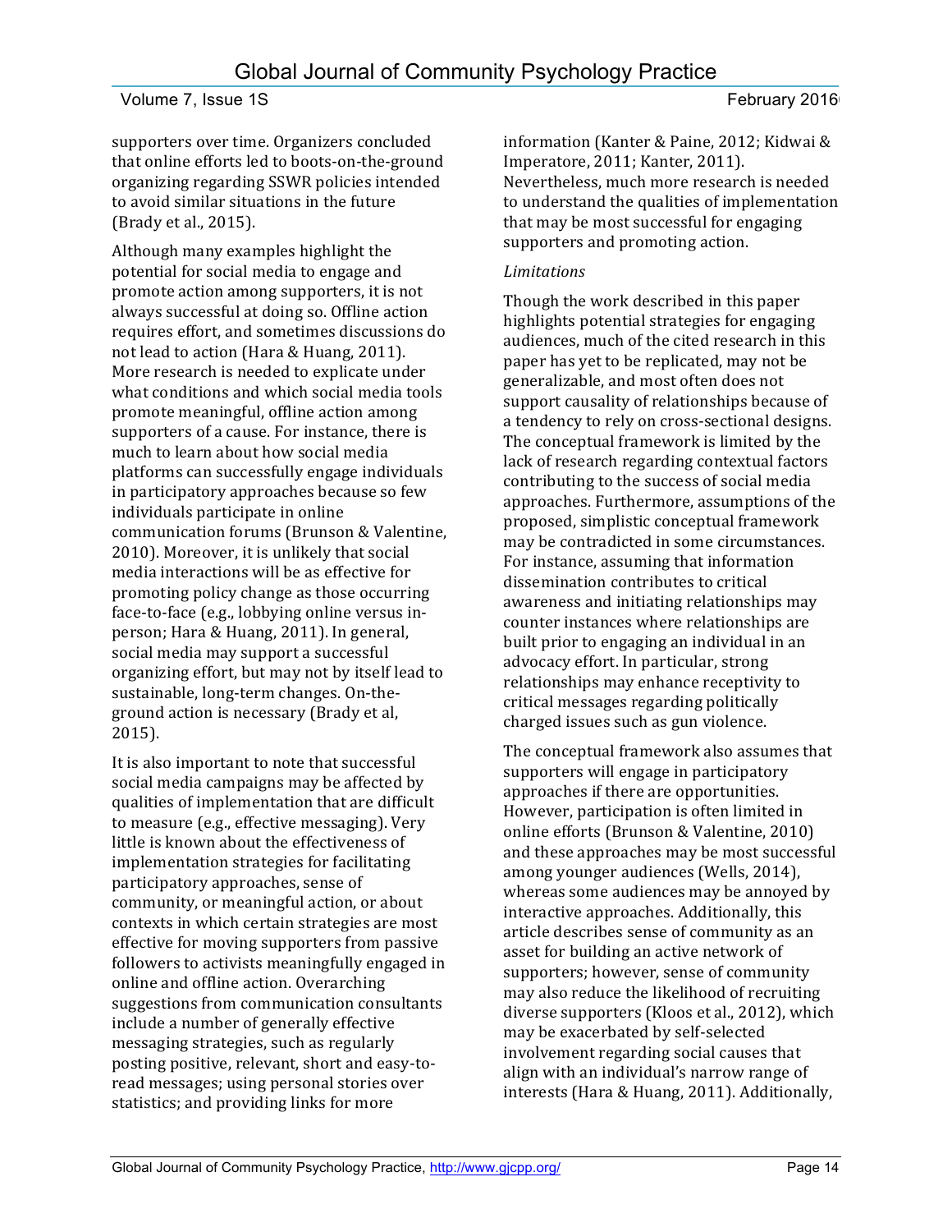supporters over time. Organizers concluded that online efforts led to boots-on-the-ground organizing regarding SSWR policies intended to avoid similar situations in the future (Brady et al., 2015).

Although many examples highlight the potential for social media to engage and promote action among supporters, it is not always successful at doing so. Offline action requires effort, and sometimes discussions do not lead to action (Hara & Huang, 2011). More research is needed to explicate under what conditions and which social media tools promote meaningful, offline action among supporters of a cause. For instance, there is much to learn about how social media platforms can successfully engage individuals in participatory approaches because so few individuals participate in online communication forums (Brunson & Valentine, 2010). Moreover, it is unlikely that social media interactions will be as effective for promoting policy change as those occurring face-to-face (e.g., lobbying online versus in-person; Hara & Huang, 2011). In general, social media may support a successful organizing effort, but may not by itself lead to sustainable, long-term changes. On-the-ground action is necessary (Brady et al, 2015).

It is also important to note that successful social media campaigns may be affected by qualities of implementation that are difficult to measure (e.g., effective messaging). Very little is known about the effectiveness of implementation strategies for facilitating participatory approaches, sense of community, or meaningful action, or about contexts in which certain strategies are most effective for moving supporters from passive followers to activists meaningfully engaged in online and offline action. Overarching suggestions from communication consultants include a number of generally effective messaging strategies, such as regularly posting positive, relevant, short and easy-to-read messages; using personal stories over statistics; and providing links for more information (Kanter & Paine, 2012; Kidwai & Imperatore, 2011; Kanter, 2011). Nevertheless, much more research is needed to understand the qualities of implementation that may be most successful for engaging supporters and promoting action.

*Limitations*

Though the work described in this paper highlights potential strategies for engaging audiences, much of the cited research in this paper has yet to be replicated, may not be generalizable, and most often does not support causality of relationships because of a tendency to rely on cross-sectional designs. The conceptual framework is limited by the lack of research regarding contextual factors contributing to the success of social media approaches. Furthermore, assumptions of the proposed, simplistic conceptual framework may be contradicted in some circumstances. For instance, assuming that information dissemination contributes to critical awareness and initiating relationships may counter instances where relationships are built prior to engaging an individual in an advocacy effort. In particular, strong relationships may enhance receptivity to critical messages regarding politically charged issues such as gun violence.

The conceptual framework also assumes that supporters will engage in participatory approaches if there are opportunities. However, participation is often limited in online efforts (Brunson & Valentine, 2010) and these approaches may be most successful among younger audiences (Wells, 2014), whereas some audiences may be annoyed by interactive approaches. Additionally, this article describes sense of community as an asset for building an active network of supporters; however, sense of community may also reduce the likelihood of recruiting diverse supporters (Kloos et al., 2012), which may be exacerbated by self-selected involvement regarding social causes that align with an individual's narrow range of interests (Hara & Huang, 2011). Additionally,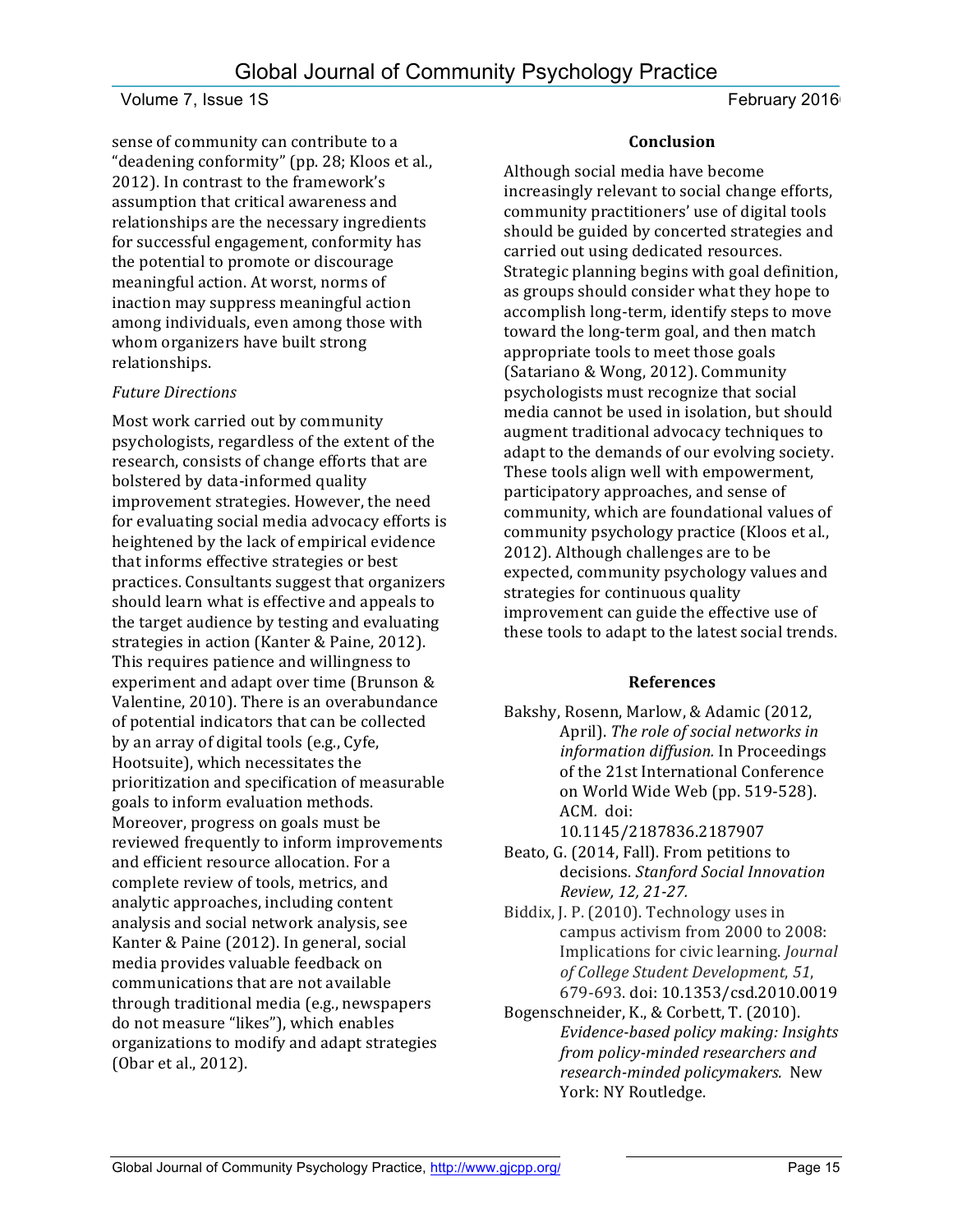sense of community can contribute to a "deadening conformity" (pp. 28; Kloos et al., 2012). In contrast to the framework's assumption that critical awareness and relationships are the necessary ingredients for successful engagement, conformity has the potential to promote or discourage meaningful action. At worst, norms of inaction may suppress meaningful action among individuals, even among those with whom organizers have built strong relationships.

### *Future Directions*

Most work carried out by community psychologists, regardless of the extent of the research, consists of change efforts that are bolstered by data-informed quality improvement strategies. However, the need for evaluating social media advocacy efforts is heightened by the lack of empirical evidence that informs effective strategies or best practices. Consultants suggest that organizers should learn what is effective and appeals to the target audience by testing and evaluating strategies in action (Kanter & Paine, 2012). This requires patience and willingness to experiment and adapt over time (Brunson & Valentine, 2010). There is an overabundance of potential indicators that can be collected by an array of digital tools (e.g., Cyfe, Hootsuite), which necessitates the prioritization and specification of measurable goals to inform evaluation methods. Moreover, progress on goals must be reviewed frequently to inform improvements and efficient resource allocation. For a complete review of tools, metrics, and analytic approaches, including content analysis and social network analysis, see Kanter & Paine (2012). In general, social media provides valuable feedback on communications that are not available through traditional media (e.g., newspapers do not measure "likes"), which enables organizations to modify and adapt strategies (Obar et al., 2012).

## Conclusion

Although social media have become increasingly relevant to social change efforts, community practitioners' use of digital tools should be guided by concerted strategies and carried out using dedicated resources. Strategic planning begins with goal definition, as groups should consider what they hope to accomplish long-term, identify steps to move toward the long-term goal, and then match appropriate tools to meet those goals (Satariano & Wong, 2012). Community psychologists must recognize that social media cannot be used in isolation, but should augment traditional advocacy techniques to adapt to the demands of our evolving society. These tools align well with empowerment, participatory approaches, and sense of community, which are foundational values of community psychology practice (Kloos et al., 2012). Although challenges are to be expected, community psychology values and strategies for continuous quality improvement can guide the effective use of these tools to adapt to the latest social trends.

## References

Bakshy, Rosenn, Marlow, & Adamic (2012, April). *The role of social networks in information diffusion.* In Proceedings of the 21st International Conference on World Wide Web (pp. 519-528). ACM. doi: 10.1145/2187836.2187907

Beato, G. (2014, Fall). From petitions to decisions. *Stanford Social Innovation Review, 12, 21-27.*

Biddix, J. P. (2010). Technology uses in campus activism from 2000 to 2008: Implications for civic learning. *Journal of College Student Development*, *51*, 679-693. doi: 10.1353/csd.2010.0019

Bogenschneider, K., & Corbett, T. (2010). *Evidence-based policy making: Insights from policy-minded researchers and research-minded policymakers.* New York: NY Routledge.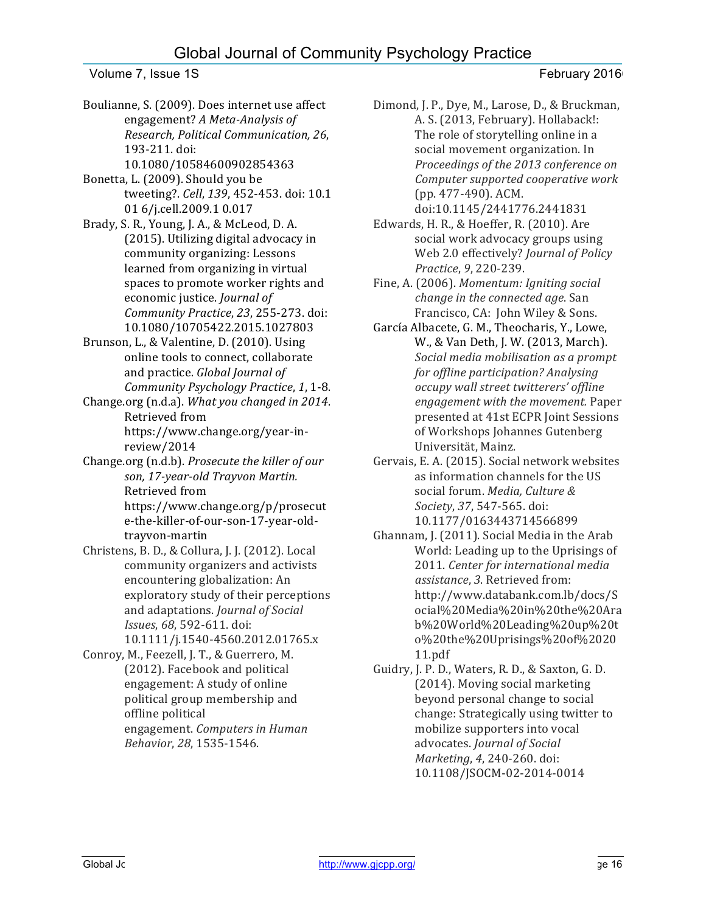Boulianne, S. (2009). Does internet use affect engagement? *A Meta-Analysis of Research, Political Communication, 26*, 193-211. doi: 10.1080/10584600902854363

Bonetta, L. (2009). Should you be tweeting?. *Cell*, *139*, 452-453. doi: 10.1 01 6/j.cell.2009.1 0.017

Brady, S. R., Young, J. A., & McLeod, D. A. (2015). Utilizing digital advocacy in community organizing: Lessons learned from organizing in virtual spaces to promote worker rights and economic justice. *Journal of Community Practice*, *23*, 255-273. doi: 10.1080/10705422.2015.1027803

Brunson, L., & Valentine, D. (2010). Using online tools to connect, collaborate and practice. *Global Journal of Community Psychology Practice*, *1*, 1-8.

Change.org (n.d.a). *What you changed in 2014*. Retrieved from https://www.change.org/year-in-review/2014

Change.org (n.d.b). *Prosecute the killer of our son, 17-year-old Trayvon Martin.* Retrieved from https://www.change.org/p/prosecute-the-killer-of-our-son-17-year-old-trayvon-martin

Christens, B. D., & Collura, J. J. (2012). Local community organizers and activists encountering globalization: An exploratory study of their perceptions and adaptations. *Journal of Social Issues*, *68*, 592-611. doi: 10.1111/j.1540-4560.2012.01765.x

Conroy, M., Feezell, J. T., & Guerrero, M. (2012). Facebook and political engagement: A study of online political group membership and offline political engagement. *Computers in Human Behavior*, *28*, 1535-1546.

Dimond, J. P., Dye, M., Larose, D., & Bruckman, A. S. (2013, February). Hollaback!: The role of storytelling online in a social movement organization. In *Proceedings of the 2013 conference on Computer supported cooperative work* (pp. 477-490). ACM. doi:10.1145/2441776.2441831

Edwards, H. R., & Hoeffer, R. (2010). Are social work advocacy groups using Web 2.0 effectively? *Journal of Policy Practice*, *9*, 220-239.

Fine, A. (2006). *Momentum: Igniting social change in the connected age*. San Francisco, CA: John Wiley & Sons.

García Albacete, G. M., Theocharis, Y., Lowe, W., & Van Deth, J. W. (2013, March). *Social media mobilisation as a prompt for offline participation? Analysing occupy wall street twitterers' offline engagement with the movement.* Paper presented at 41st ECPR Joint Sessions of Workshops Johannes Gutenberg Universität, Mainz.

Gervais, E. A. (2015). Social network websites as information channels for the US social forum. *Media, Culture & Society*, *37*, 547-565. doi: 10.1177/0163443714566899

Ghannam, J. (2011). Social Media in the Arab World: Leading up to the Uprisings of 2011. *Center for international media assistance*, *3*. Retrieved from: http://www.databank.com.lb/docs/Social%20Media%20in%20the%20Arab%20World%20Leading%20up%20to%20the%20Uprisings%20of%202011.pdf

Guidry, J. P. D., Waters, R. D., & Saxton, G. D. (2014). Moving social marketing beyond personal change to social change: Strategically using twitter to mobilize supporters into vocal advocates. *Journal of Social Marketing*, *4*, 240-260. doi: 10.1108/JSOCM-02-2014-0014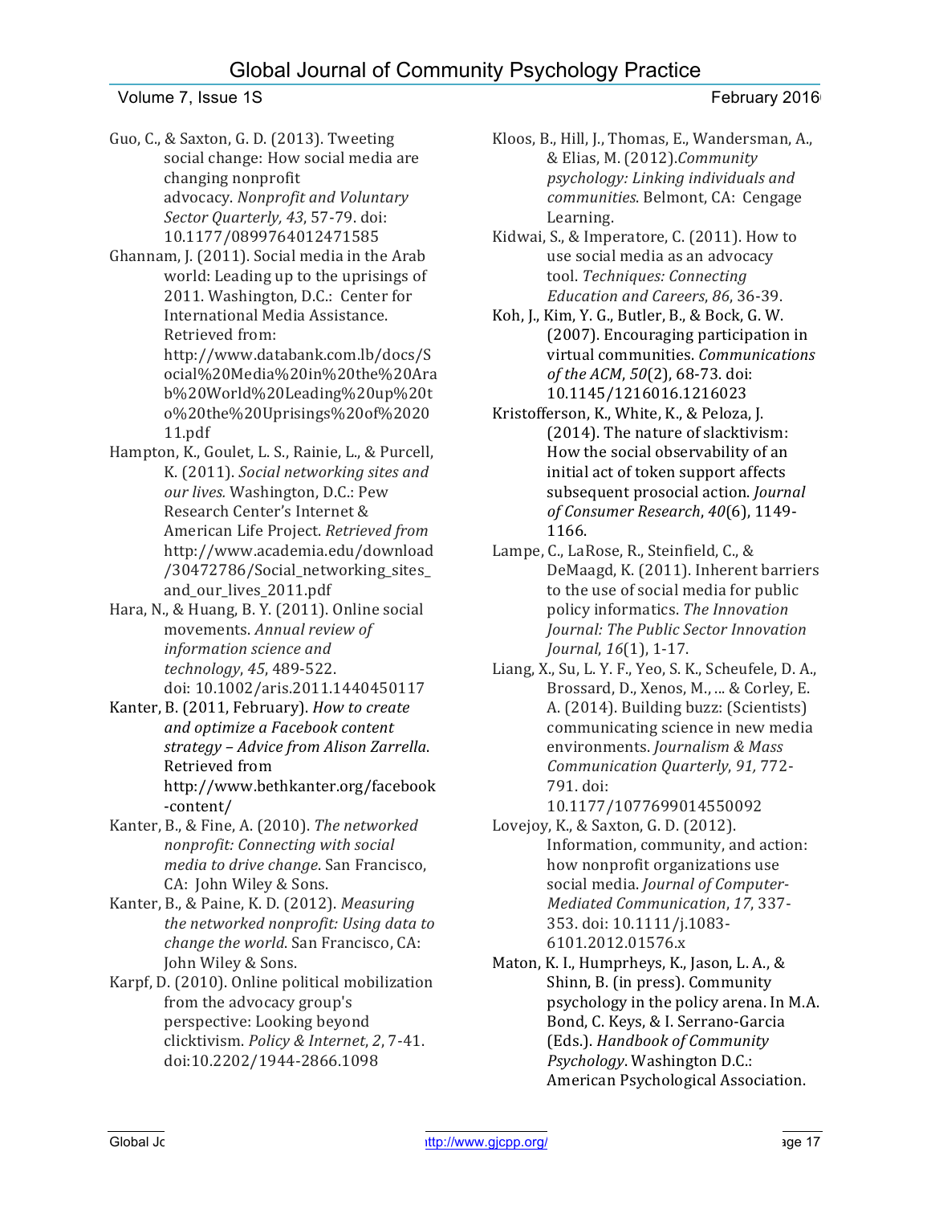Guo, C., & Saxton, G. D. (2013). Tweeting social change: How social media are changing nonprofit advocacy. *Nonprofit and Voluntary Sector Quarterly, 43*, 57-79. doi: 10.1177/0899764012471585

Ghannam, J. (2011). Social media in the Arab world: Leading up to the uprisings of 2011. Washington, D.C.: Center for International Media Assistance. Retrieved from: http://www.databank.com.lb/docs/Social%20Media%20in%20the%20Arab%20World%20Leading%20up%20to%20the%20Uprisings%20of%202011.pdf

Hampton, K., Goulet, L. S., Rainie, L., & Purcell, K. (2011). *Social networking sites and our lives.* Washington, D.C.: Pew Research Center's Internet & American Life Project. *Retrieved from* http://www.academia.edu/download/30472786/Social_networking_sites_and_our_lives_2011.pdf

Hara, N., & Huang, B. Y. (2011). Online social movements. *Annual review of information science and technology*, *45*, 489-522. doi: 10.1002/aris.2011.1440450117

Kanter, B. (2011, February). *How to create and optimize a Facebook content strategy – Advice from Alison Zarrella*. Retrieved from http://www.bethkanter.org/facebook-content/

Kanter, B., & Fine, A. (2010). *The networked nonprofit: Connecting with social media to drive change*. San Francisco, CA: John Wiley & Sons.

Kanter, B., & Paine, K. D. (2012). *Measuring the networked nonprofit: Using data to change the world*. San Francisco, CA: John Wiley & Sons.

Karpf, D. (2010). Online political mobilization from the advocacy group's perspective: Looking beyond clicktivism. *Policy & Internet*, *2*, 7-41. doi:10.2202/1944-2866.1098

Kloos, B., Hill, J., Thomas, E., Wandersman, A., & Elias, M. (2012).*Community psychology: Linking individuals and communities*. Belmont, CA: Cengage Learning.

Kidwai, S., & Imperatore, C. (2011). How to use social media as an advocacy tool. *Techniques: Connecting Education and Careers*, *86*, 36-39.

Koh, J., Kim, Y. G., Butler, B., & Bock, G. W. (2007). Encouraging participation in virtual communities. *Communications of the ACM*, *50*(2), 68-73. doi: 10.1145/1216016.1216023

Kristofferson, K., White, K., & Peloza, J. (2014). The nature of slacktivism: How the social observability of an initial act of token support affects subsequent prosocial action. *Journal of Consumer Research*, *40*(6), 1149-1166.

Lampe, C., LaRose, R., Steinfield, C., & DeMaagd, K. (2011). Inherent barriers to the use of social media for public policy informatics. *The Innovation Journal: The Public Sector Innovation Journal*, *16*(1), 1-17.

Liang, X., Su, L. Y. F., Yeo, S. K., Scheufele, D. A., Brossard, D., Xenos, M., ... & Corley, E. A. (2014). Building buzz: (Scientists) communicating science in new media environments. *Journalism & Mass Communication Quarterly*, *91,* 772-791. doi: 10.1177/1077699014550092

Lovejoy, K., & Saxton, G. D. (2012). Information, community, and action: how nonprofit organizations use social media. *Journal of Computer-Mediated Communication*, *17*, 337-353. doi: 10.1111/j.1083-6101.2012.01576.x

Maton, K. I., Humprheys, K., Jason, L. A., & Shinn, B. (in press). Community psychology in the policy arena. In M.A. Bond, C. Keys, & I. Serrano-Garcia (Eds.). *Handbook of Community Psychology*. Washington D.C.: American Psychological Association.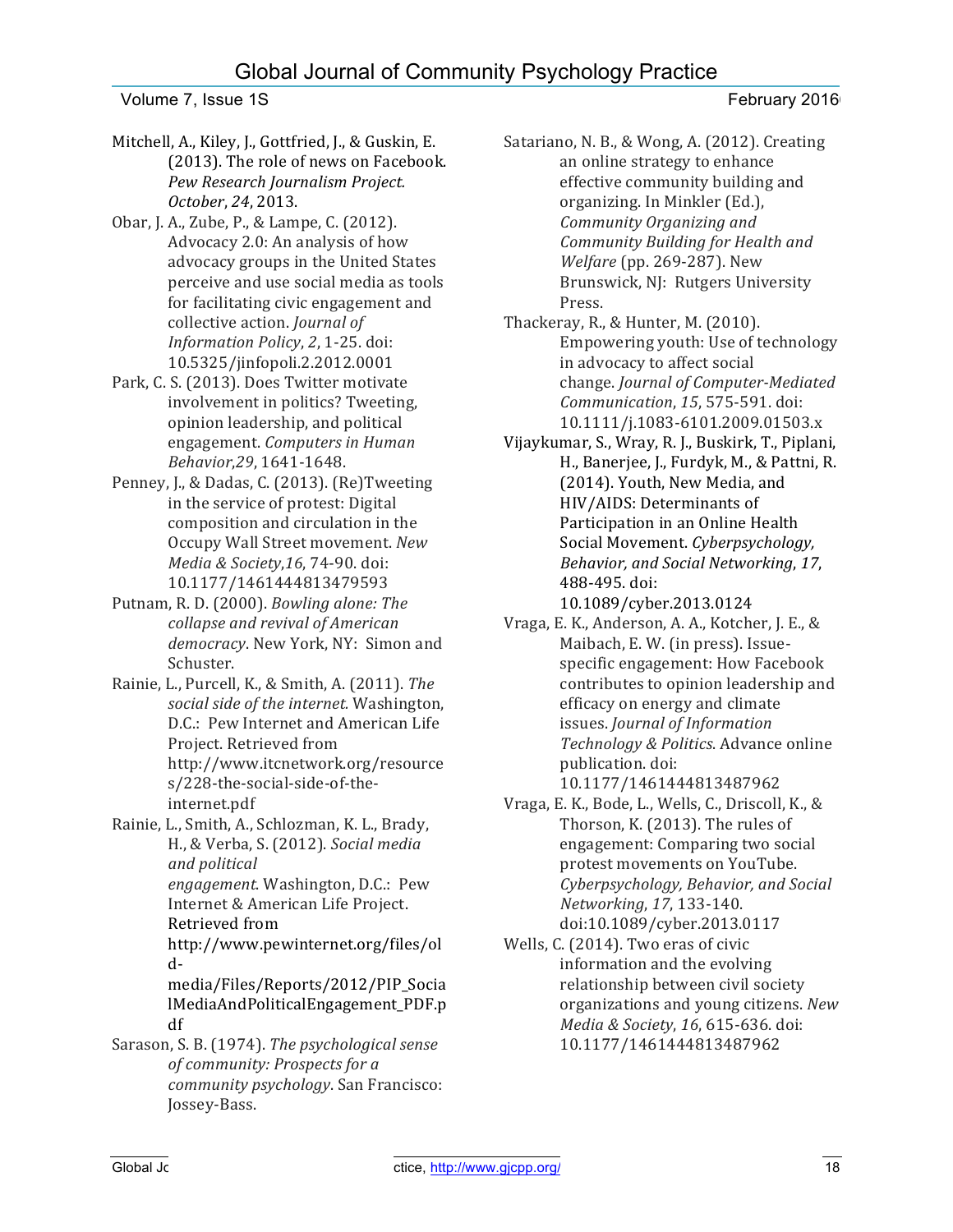Mitchell, A., Kiley, J., Gottfried, J., & Guskin, E. (2013). The role of news on Facebook. *Pew Research Journalism Project. October*, *24*, 2013.

Obar, J. A., Zube, P., & Lampe, C. (2012). Advocacy 2.0: An analysis of how advocacy groups in the United States perceive and use social media as tools for facilitating civic engagement and collective action. *Journal of Information Policy*, *2*, 1-25. doi: 10.5325/jinfopoli.2.2012.0001

Park, C. S. (2013). Does Twitter motivate involvement in politics? Tweeting, opinion leadership, and political engagement. *Computers in Human Behavior*,*29*, 1641-1648.

Penney, J., & Dadas, C. (2013). (Re)Tweeting in the service of protest: Digital composition and circulation in the Occupy Wall Street movement. *New Media & Society*,*16*, 74-90. doi: 10.1177/1461444813479593

Putnam, R. D. (2000). *Bowling alone: The collapse and revival of American democracy*. New York, NY: Simon and Schuster.

Rainie, L., Purcell, K., & Smith, A. (2011). *The social side of the internet.* Washington, D.C.: Pew Internet and American Life Project. Retrieved from http://www.itcnetwork.org/resources/228-the-social-side-of-the-internet.pdf

Rainie, L., Smith, A., Schlozman, K. L., Brady, H., & Verba, S. (2012). *Social media and political engagement*. Washington, D.C.: Pew Internet & American Life Project. Retrieved from http://www.pewinternet.org/files/old-media/Files/Reports/2012/PIP_SocialMediaAndPoliticalEngagement_PDF.pdf

Sarason, S. B. (1974). *The psychological sense of community: Prospects for a community psychology*. San Francisco: Jossey-Bass.

Satariano, N. B., & Wong, A. (2012). Creating an online strategy to enhance effective community building and organizing. In Minkler (Ed.), *Community Organizing and Community Building for Health and Welfare* (pp. 269-287). New Brunswick, NJ: Rutgers University Press.

Thackeray, R., & Hunter, M. (2010). Empowering youth: Use of technology in advocacy to affect social change. *Journal of Computer-Mediated Communication*, *15*, 575-591. doi: 10.1111/j.1083-6101.2009.01503.x

Vijaykumar, S., Wray, R. J., Buskirk, T., Piplani, H., Banerjee, J., Furdyk, M., & Pattni, R. (2014). Youth, New Media, and HIV/AIDS: Determinants of Participation in an Online Health Social Movement. *Cyberpsychology, Behavior, and Social Networking*, *17*, 488-495. doi: 10.1089/cyber.2013.0124

Vraga, E. K., Anderson, A. A., Kotcher, J. E., & Maibach, E. W. (in press). Issue-specific engagement: How Facebook contributes to opinion leadership and efficacy on energy and climate issues. *Journal of Information Technology & Politics*. Advance online publication. doi: 10.1177/1461444813487962

Vraga, E. K., Bode, L., Wells, C., Driscoll, K., & Thorson, K. (2013). The rules of engagement: Comparing two social protest movements on YouTube. *Cyberpsychology, Behavior, and Social Networking*, *17*, 133-140. doi:10.1089/cyber.2013.0117

Wells, C. (2014). Two eras of civic information and the evolving relationship between civil society organizations and young citizens. *New Media & Society*, *16*, 615-636. doi: 10.1177/1461444813487962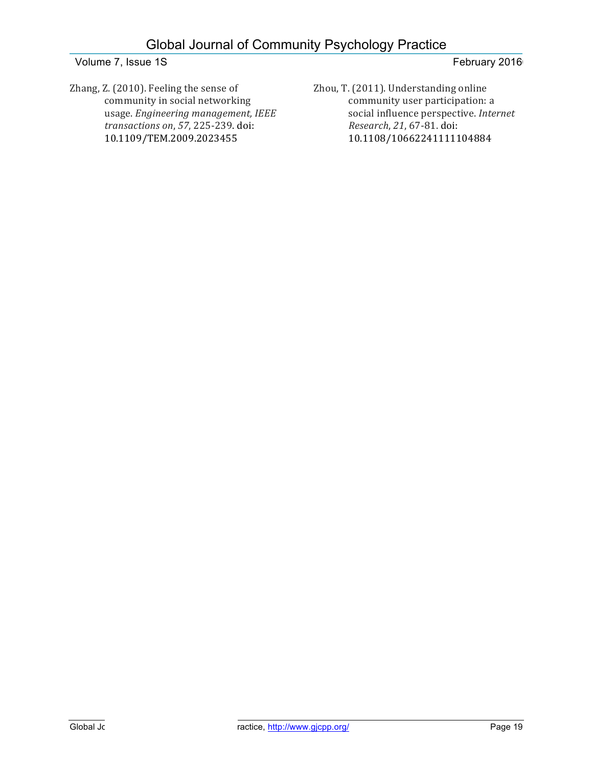Zhang, Z. (2010). Feeling the sense of community in social networking usage. *Engineering management, IEEE transactions on*, *57*, 225-239. doi: 10.1109/TEM.2009.2023455

Zhou, T. (2011). Understanding online community user participation: a social influence perspective. *Internet Research*, *21*, 67-81. doi: 10.1108/10662241111104884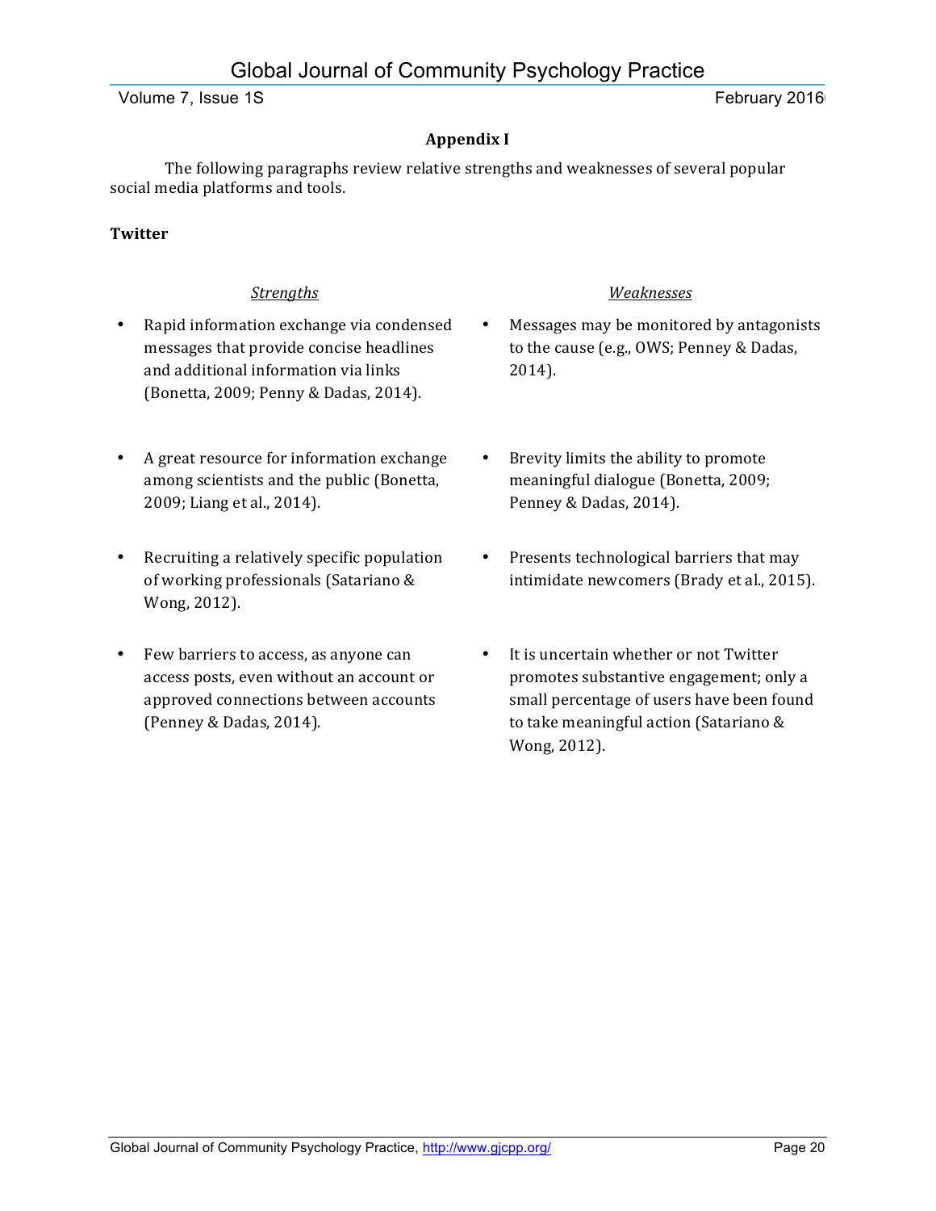## Appendix I

The following paragraphs review relative strengths and weaknesses of several popular social media platforms and tools.

### Twitter

| *Strengths* | *Weaknesses* |
| --- | --- |
| • Rapid information exchange via condensed messages that provide concise headlines and additional information via links (Bonetta, 2009; Penny & Dadas, 2014). | • Messages may be monitored by antagonists to the cause (e.g., OWS; Penney & Dadas, 2014). |
| • A great resource for information exchange among scientists and the public (Bonetta, 2009; Liang et al., 2014). | • Brevity limits the ability to promote meaningful dialogue (Bonetta, 2009; Penney & Dadas, 2014). |
| • Recruiting a relatively specific population of working professionals (Satariano & Wong, 2012). | • Presents technological barriers that may intimidate newcomers (Brady et al., 2015). |
| • Few barriers to access, as anyone can access posts, even without an account or approved connections between accounts (Penney & Dadas, 2014). | • It is uncertain whether or not Twitter promotes substantive engagement; only a small percentage of users have been found to take meaningful action (Satariano & Wong, 2012). |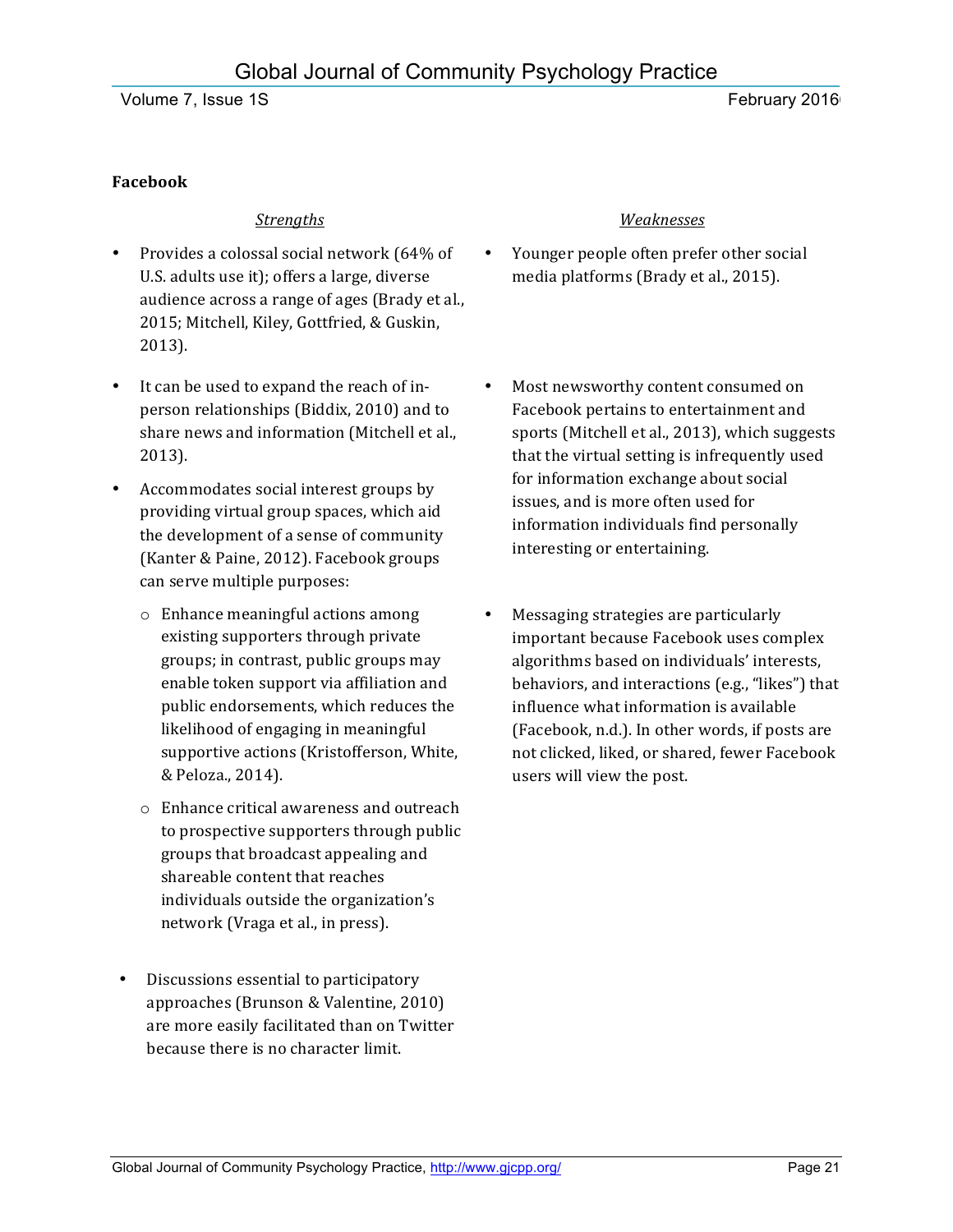**Facebook**

| *Strengths* | *Weaknesses* |
|---|---|
| • Provides a colossal social network (64% of U.S. adults use it); offers a large, diverse audience across a range of ages (Brady et al., 2015; Mitchell, Kiley, Gottfried, & Guskin, 2013). | • Younger people often prefer other social media platforms (Brady et al., 2015). |
| • It can be used to expand the reach of in-person relationships (Biddix, 2010) and to share news and information (Mitchell et al., 2013). | • Most newsworthy content consumed on Facebook pertains to entertainment and sports (Mitchell et al., 2013), which suggests that the virtual setting is infrequently used for information exchange about social issues, and is more often used for information individuals find personally interesting or entertaining. |
| • Accommodates social interest groups by providing virtual group spaces, which aid the development of a sense of community (Kanter & Paine, 2012). Facebook groups can serve multiple purposes:<br>o Enhance meaningful actions among existing supporters through private groups; in contrast, public groups may enable token support via affiliation and public endorsements, which reduces the likelihood of engaging in meaningful supportive actions (Kristofferson, White, & Peloza., 2014).<br>o Enhance critical awareness and outreach to prospective supporters through public groups that broadcast appealing and shareable content that reaches individuals outside the organization's network (Vraga et al., in press). | • Messaging strategies are particularly important because Facebook uses complex algorithms based on individuals' interests, behaviors, and interactions (e.g., "likes") that influence what information is available (Facebook, n.d.). In other words, if posts are not clicked, liked, or shared, fewer Facebook users will view the post. |
| • Discussions essential to participatory approaches (Brunson & Valentine, 2010) are more easily facilitated than on Twitter because there is no character limit. | |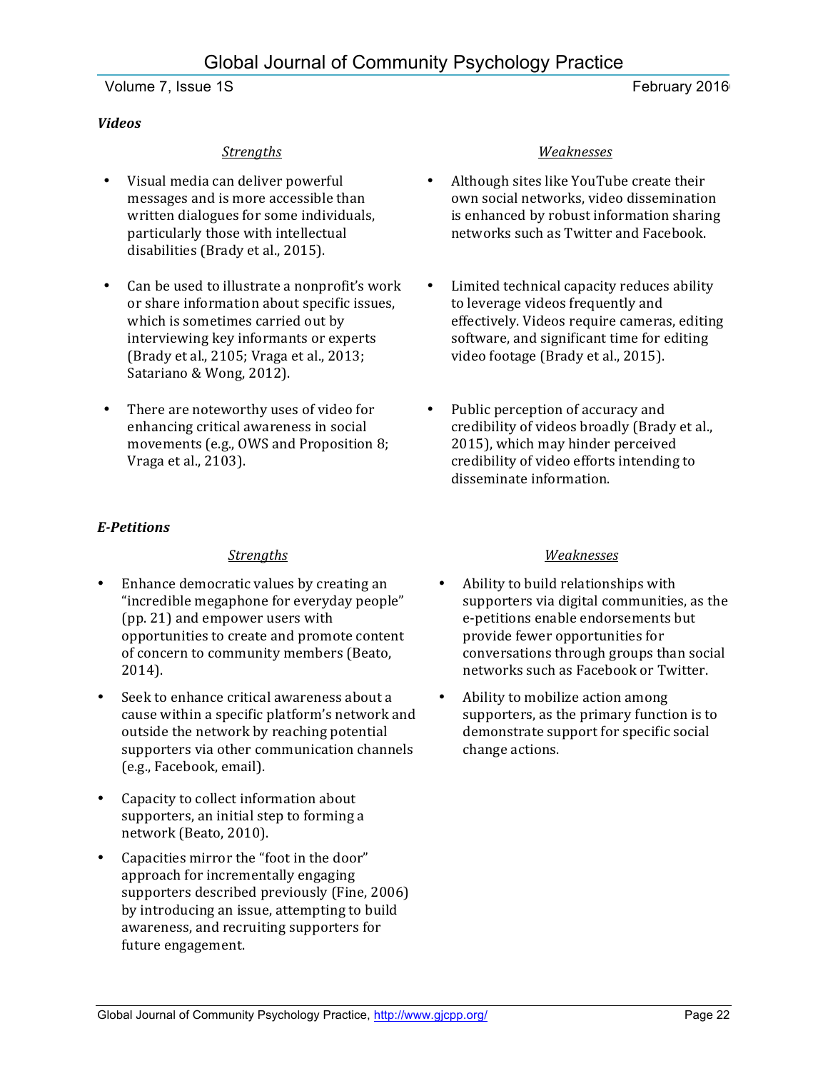***Videos***

*Strengths*

- Visual media can deliver powerful messages and is more accessible than written dialogues for some individuals, particularly those with intellectual disabilities (Brady et al., 2015).
- Can be used to illustrate a nonprofit's work or share information about specific issues, which is sometimes carried out by interviewing key informants or experts (Brady et al., 2105; Vraga et al., 2013; Satariano & Wong, 2012).
- There are noteworthy uses of video for enhancing critical awareness in social movements (e.g., OWS and Proposition 8; Vraga et al., 2103).

*Weaknesses*

- Although sites like YouTube create their own social networks, video dissemination is enhanced by robust information sharing networks such as Twitter and Facebook.
- Limited technical capacity reduces ability to leverage videos frequently and effectively. Videos require cameras, editing software, and significant time for editing video footage (Brady et al., 2015).
- Public perception of accuracy and credibility of videos broadly (Brady et al., 2015), which may hinder perceived credibility of video efforts intending to disseminate information.

***E-Petitions***

*Strengths*

- Enhance democratic values by creating an "incredible megaphone for everyday people" (pp. 21) and empower users with opportunities to create and promote content of concern to community members (Beato, 2014).
- Seek to enhance critical awareness about a cause within a specific platform's network and outside the network by reaching potential supporters via other communication channels (e.g., Facebook, email).
- Capacity to collect information about supporters, an initial step to forming a network (Beato, 2010).
- Capacities mirror the "foot in the door" approach for incrementally engaging supporters described previously (Fine, 2006) by introducing an issue, attempting to build awareness, and recruiting supporters for future engagement.

*Weaknesses*

- Ability to build relationships with supporters via digital communities, as the e-petitions enable endorsements but provide fewer opportunities for conversations through groups than social networks such as Facebook or Twitter.
- Ability to mobilize action among supporters, as the primary function is to demonstrate support for specific social change actions.